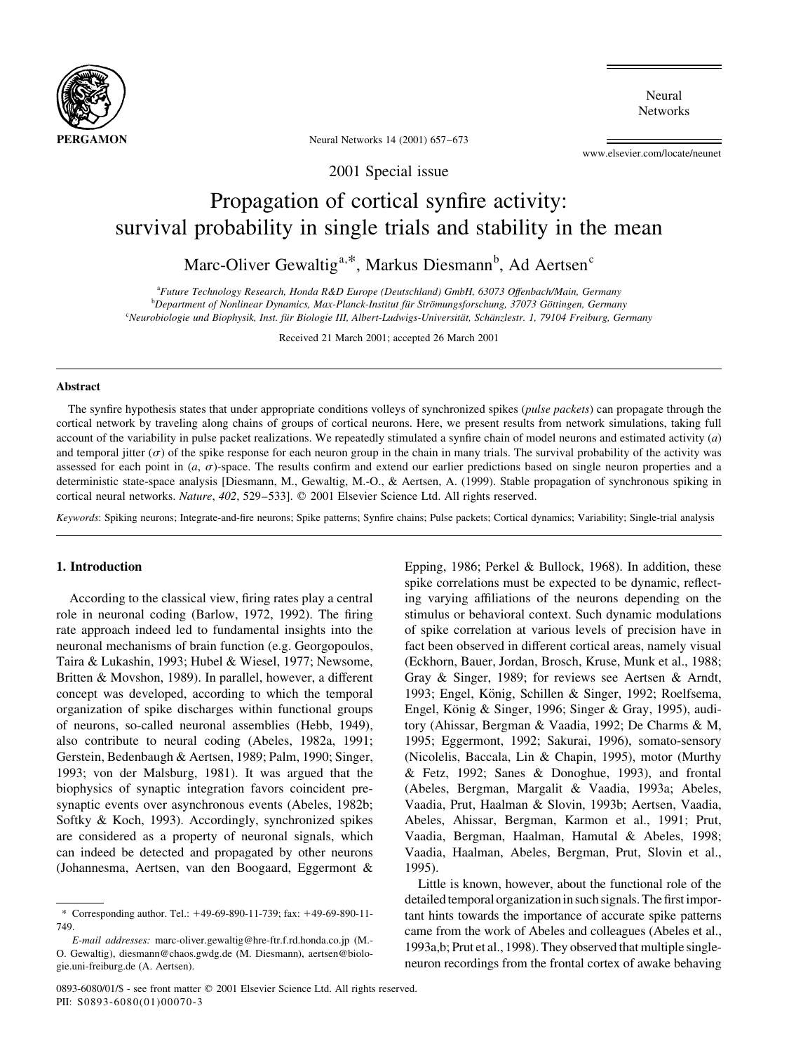2001 Special issue

# Propagation of cortical synfire activity: survival probability in single trials and stability in the mean

Marc-Oliver Gewaltig[a,*], Markus Diesmann[b], Ad Aertsen[c]

[a]Future Technology Research, Honda R&D Europe (Deutschland) GmbH, 63073 Offenbach/Main, Germany

[b]Department of Nonlinear Dynamics, Max-Planck-Institut für Strömungsforschung, 37073 Göttingen, Germany

[c]Neurobiologie und Biophysik, Inst. für Biologie III, Albert-Ludwigs-Universität, Schänzlestr. 1, 79104 Freiburg, Germany

Received 21 March 2001; accepted 26 March 2001

## Abstract

The synfire hypothesis states that under appropriate conditions volleys of synchronized spikes (*pulse packets*) can propagate through the cortical network by traveling along chains of groups of cortical neurons. Here, we present results from network simulations, taking full account of the variability in pulse packet realizations. We repeatedly stimulated a synfire chain of model neurons and estimated activity ($a$) and temporal jitter ($\sigma$) of the spike response for each neuron group in the chain in many trials. The survival probability of the activity was assessed for each point in ($a$, $\sigma$)-space. The results confirm and extend our earlier predictions based on single neuron properties and a deterministic state-space analysis [Diesmann, M., Gewaltig, M.-O., & Aertsen, A. (1999). Stable propagation of synchronous spiking in cortical neural networks. *Nature*, *402*, 529–533]. © 2001 Elsevier Science Ltd. All rights reserved.

*Keywords*: Spiking neurons; Integrate-and-fire neurons; Spike patterns; Synfire chains; Pulse packets; Cortical dynamics; Variability; Single-trial analysis

## 1. Introduction

According to the classical view, firing rates play a central role in neuronal coding (Barlow, 1972, 1992). The firing rate approach indeed led to fundamental insights into the neuronal mechanisms of brain function (e.g. Georgopoulos, Taira & Lukashin, 1993; Hubel & Wiesel, 1977; Newsome, Britten & Movshon, 1989). In parallel, however, a different concept was developed, according to which the temporal organization of spike discharges within functional groups of neurons, so-called neuronal assemblies (Hebb, 1949), also contribute to neural coding (Abeles, 1982a, 1991; Gerstein, Bedenbaugh & Aertsen, 1989; Palm, 1990; Singer, 1993; von der Malsburg, 1981). It was argued that the biophysics of synaptic integration favors coincident presynaptic events over asynchronous events (Abeles, 1982b; Softky & Koch, 1993). Accordingly, synchronized spikes are considered as a property of neuronal signals, which can indeed be detected and propagated by other neurons (Johannesma, Aertsen, van den Boogaard, Eggermont & Epping, 1986; Perkel & Bullock, 1968). In addition, these spike correlations must be expected to be dynamic, reflecting varying affiliations of the neurons depending on the stimulus or behavioral context. Such dynamic modulations of spike correlation at various levels of precision have in fact been observed in different cortical areas, namely visual (Eckhorn, Bauer, Jordan, Brosch, Kruse, Munk et al., 1988; Gray & Singer, 1989; for reviews see Aertsen & Arndt, 1993; Engel, König, Schillen & Singer, 1992; Roelfsema, Engel, König & Singer, 1996; Singer & Gray, 1995), auditory (Ahissar, Bergman & Vaadia, 1992; De Charms & M, 1995; Eggermont, 1992; Sakurai, 1996), somato-sensory (Nicolelis, Baccala, Lin & Chapin, 1995), motor (Murthy & Fetz, 1992; Sanes & Donoghue, 1993), and frontal (Abeles, Bergman, Margalit & Vaadia, 1993a; Abeles, Vaadia, Prut, Haalman & Slovin, 1993b; Aertsen, Vaadia, Abeles, Ahissar, Bergman, Karmon et al., 1991; Prut, Vaadia, Bergman, Haalman, Hamutal & Abeles, 1998; Vaadia, Haalman, Abeles, Bergman, Prut, Slovin et al., 1995).

Little is known, however, about the functional role of the detailed temporal organization in such signals. The first important hints towards the importance of accurate spike patterns came from the work of Abeles and colleagues (Abeles et al., 1993a,b; Prut et al., 1998). They observed that multiple single-neuron recordings from the frontal cortex of awake behaving

---

* Corresponding author. Tel.: +49-69-890-11-739; fax: +49-69-890-11-749.

*E-mail addresses:* marc-oliver.gewaltig@hre-ftr.f.rd.honda.co.jp (M.-O. Gewaltig), diesmann@chaos.gwdg.de (M. Diesmann), aertsen@biologie.uni-freiburg.de (A. Aertsen).

0893-6080/01/$ - see front matter © 2001 Elsevier Science Ltd. All rights reserved.
PII: S0893-6080(01)00070-3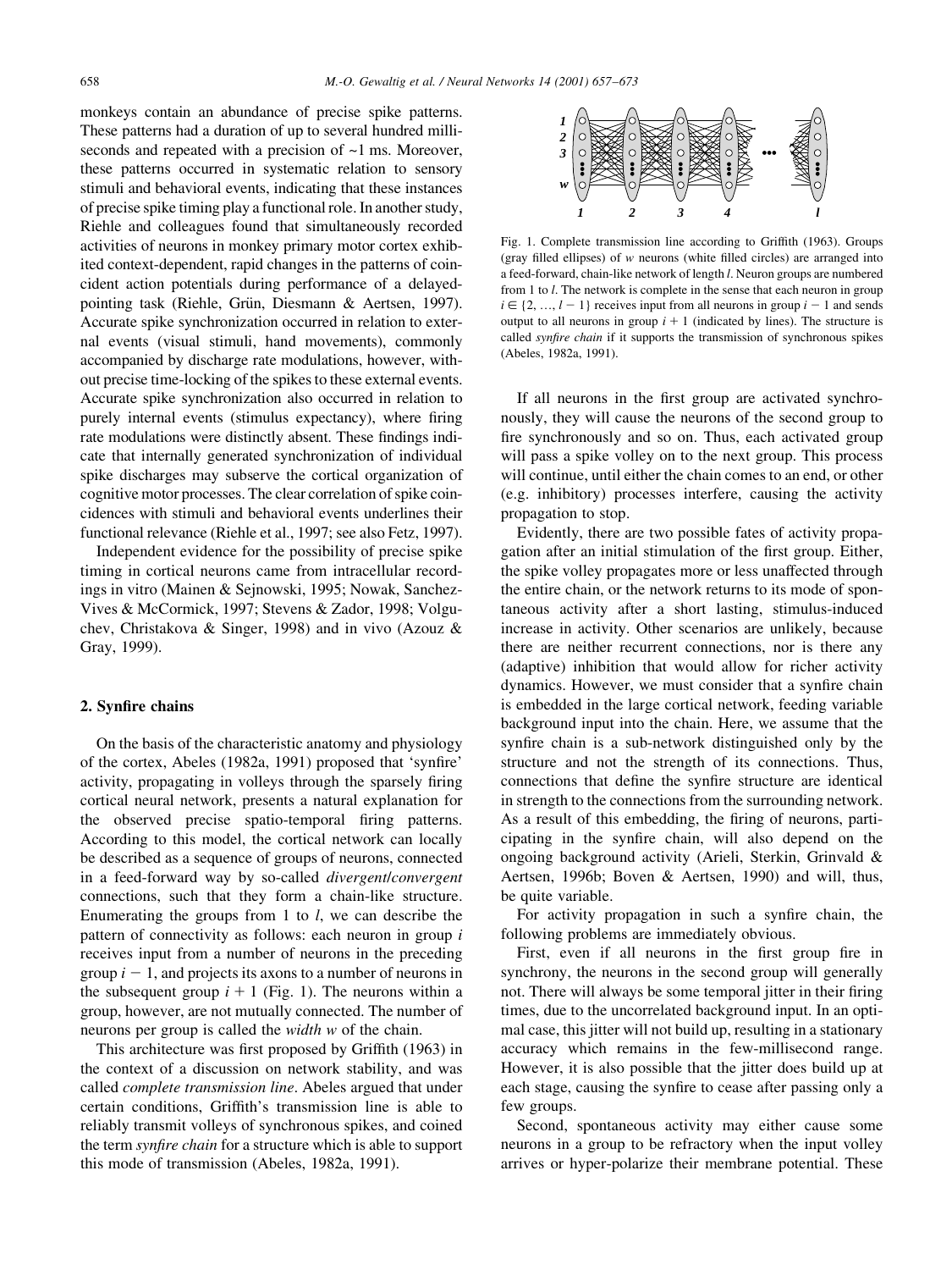monkeys contain an abundance of precise spike patterns. These patterns had a duration of up to several hundred milliseconds and repeated with a precision of ~1 ms. Moreover, these patterns occurred in systematic relation to sensory stimuli and behavioral events, indicating that these instances of precise spike timing play a functional role. In another study, Riehle and colleagues found that simultaneously recorded activities of neurons in monkey primary motor cortex exhibited context-dependent, rapid changes in the patterns of coincident action potentials during performance of a delayed-pointing task (Riehle, Grün, Diesmann & Aertsen, 1997). Accurate spike synchronization occurred in relation to external events (visual stimuli, hand movements), commonly accompanied by discharge rate modulations, however, without precise time-locking of the spikes to these external events. Accurate spike synchronization also occurred in relation to purely internal events (stimulus expectancy), where firing rate modulations were distinctly absent. These findings indicate that internally generated synchronization of individual spike discharges may subserve the cortical organization of cognitive motor processes. The clear correlation of spike coincidences with stimuli and behavioral events underlines their functional relevance (Riehle et al., 1997; see also Fetz, 1997).

Independent evidence for the possibility of precise spike timing in cortical neurons came from intracellular recordings in vitro (Mainen & Sejnowski, 1995; Nowak, Sanchez-Vives & McCormick, 1997; Stevens & Zador, 1998; Volgushev, Christakova & Singer, 1998) and in vivo (Azouz & Gray, 1999).

## 2. Synfire chains

On the basis of the characteristic anatomy and physiology of the cortex, Abeles (1982a, 1991) proposed that 'synfire' activity, propagating in volleys through the sparsely firing cortical neural network, presents a natural explanation for the observed precise spatio-temporal firing patterns. According to this model, the cortical network can locally be described as a sequence of groups of neurons, connected in a feed-forward way by so-called *divergent/convergent* connections, such that they form a chain-like structure. Enumerating the groups from 1 to $l$, we can describe the pattern of connectivity as follows: each neuron in group $i$ receives input from a number of neurons in the preceding group $i - 1$, and projects its axons to a number of neurons in the subsequent group $i + 1$ (Fig. 1). The neurons within a group, however, are not mutually connected. The number of neurons per group is called the *width* $w$ of the chain.

This architecture was first proposed by Griffith (1963) in the context of a discussion on network stability, and was called *complete transmission line*. Abeles argued that under certain conditions, Griffith's transmission line is able to reliably transmit volleys of synchronous spikes, and coined the term *synfire chain* for a structure which is able to support this mode of transmission (Abeles, 1982a, 1991).

Fig. 1. Complete transmission line according to Griffith (1963). Groups (gray filled ellipses) of $w$ neurons (white filled circles) are arranged into a feed-forward, chain-like network of length $l$. Neuron groups are numbered from 1 to $l$. The network is complete in the sense that each neuron in group $i \in \{2, \ldots, l - 1\}$ receives input from all neurons in group $i - 1$ and sends output to all neurons in group $i + 1$ (indicated by lines). The structure is called *synfire chain* if it supports the transmission of synchronous spikes (Abeles, 1982a, 1991).

If all neurons in the first group are activated synchronously, they will cause the neurons of the second group to fire synchronously and so on. Thus, each activated group will pass a spike volley on to the next group. This process will continue, until either the chain comes to an end, or other (e.g. inhibitory) processes interfere, causing the activity propagation to stop.

Evidently, there are two possible fates of activity propagation after an initial stimulation of the first group. Either, the spike volley propagates more or less unaffected through the entire chain, or the network returns to its mode of spontaneous activity after a short lasting, stimulus-induced increase in activity. Other scenarios are unlikely, because there are neither recurrent connections, nor is there any (adaptive) inhibition that would allow for richer activity dynamics. However, we must consider that a synfire chain is embedded in the large cortical network, feeding variable background input into the chain. Here, we assume that the synfire chain is a sub-network distinguished only by the structure and not the strength of its connections. Thus, connections that define the synfire structure are identical in strength to the connections from the surrounding network. As a result of this embedding, the firing of neurons, participating in the synfire chain, will also depend on the ongoing background activity (Arieli, Sterkin, Grinvald & Aertsen, 1996b; Boven & Aertsen, 1990) and will, thus, be quite variable.

For activity propagation in such a synfire chain, the following problems are immediately obvious.

First, even if all neurons in the first group fire in synchrony, the neurons in the second group will generally not. There will always be some temporal jitter in their firing times, due to the uncorrelated background input. In an optimal case, this jitter will not build up, resulting in a stationary accuracy which remains in the few-millisecond range. However, it is also possible that the jitter does build up at each stage, causing the synfire to cease after passing only a few groups.

Second, spontaneous activity may either cause some neurons in a group to be refractory when the input volley arrives or hyper-polarize their membrane potential. These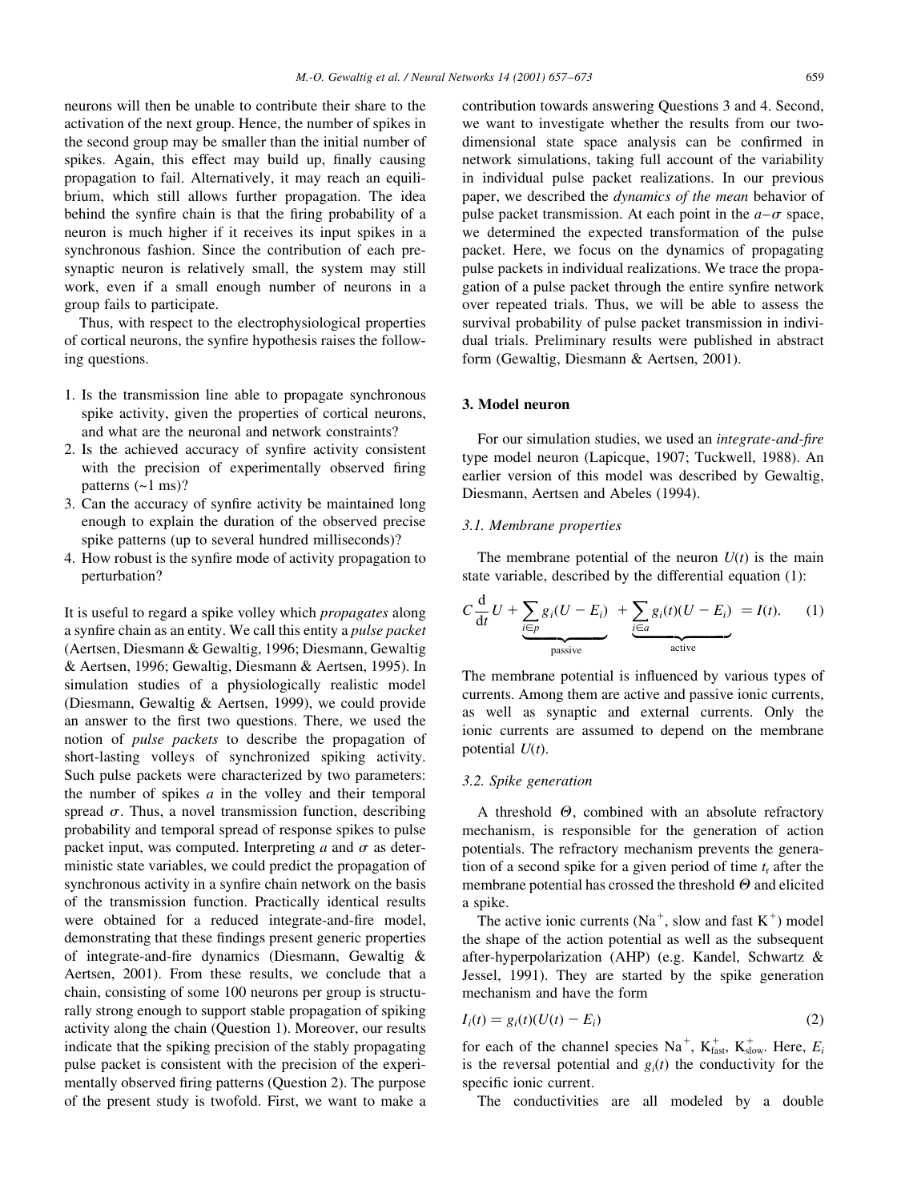neurons will then be unable to contribute their share to the activation of the next group. Hence, the number of spikes in the second group may be smaller than the initial number of spikes. Again, this effect may build up, finally causing propagation to fail. Alternatively, it may reach an equilibrium, which still allows further propagation. The idea behind the synfire chain is that the firing probability of a neuron is much higher if it receives its input spikes in a synchronous fashion. Since the contribution of each presynaptic neuron is relatively small, the system may still work, even if a small enough number of neurons in a group fails to participate.

Thus, with respect to the electrophysiological properties of cortical neurons, the synfire hypothesis raises the following questions.

1. Is the transmission line able to propagate synchronous spike activity, given the properties of cortical neurons, and what are the neuronal and network constraints?
2. Is the achieved accuracy of synfire activity consistent with the precision of experimentally observed firing patterns (~1 ms)?
3. Can the accuracy of synfire activity be maintained long enough to explain the duration of the observed precise spike patterns (up to several hundred milliseconds)?
4. How robust is the synfire mode of activity propagation to perturbation?

It is useful to regard a spike volley which *propagates* along a synfire chain as an entity. We call this entity a *pulse packet* (Aertsen, Diesmann & Gewaltig, 1996; Diesmann, Gewaltig & Aertsen, 1996; Gewaltig, Diesmann & Aertsen, 1995). In simulation studies of a physiologically realistic model (Diesmann, Gewaltig & Aertsen, 1999), we could provide an answer to the first two questions. There, we used the notion of *pulse packets* to describe the propagation of short-lasting volleys of synchronized spiking activity. Such pulse packets were characterized by two parameters: the number of spikes $a$ in the volley and their temporal spread $\sigma$. Thus, a novel transmission function, describing probability and temporal spread of response spikes to pulse packet input, was computed. Interpreting $a$ and $\sigma$ as deterministic state variables, we could predict the propagation of synchronous activity in a synfire chain network on the basis of the transmission function. Practically identical results were obtained for a reduced integrate-and-fire model, demonstrating that these findings present generic properties of integrate-and-fire dynamics (Diesmann, Gewaltig & Aertsen, 2001). From these results, we conclude that a chain, consisting of some 100 neurons per group is structurally strong enough to support stable propagation of spiking activity along the chain (Question 1). Moreover, our results indicate that the spiking precision of the stably propagating pulse packet is consistent with the precision of the experimentally observed firing patterns (Question 2). The purpose of the present study is twofold. First, we want to make a contribution towards answering Questions 3 and 4. Second, we want to investigate whether the results from our two-dimensional state space analysis can be confirmed in network simulations, taking full account of the variability in individual pulse packet realizations. In our previous paper, we described the *dynamics of the mean* behavior of pulse packet transmission. At each point in the $a$–$\sigma$ space, we determined the expected transformation of the pulse packet. Here, we focus on the dynamics of propagating pulse packets in individual realizations. We trace the propagation of a pulse packet through the entire synfire network over repeated trials. Thus, we will be able to assess the survival probability of pulse packet transmission in individual trials. Preliminary results were published in abstract form (Gewaltig, Diesmann & Aertsen, 2001).

## 3. Model neuron

For our simulation studies, we used an *integrate-and-fire* type model neuron (Lapicque, 1907; Tuckwell, 1988). An earlier version of this model was described by Gewaltig, Diesmann, Aertsen and Abeles (1994).

### 3.1. Membrane properties

The membrane potential of the neuron $U(t)$ is the main state variable, described by the differential equation (1):

$$C\frac{\mathrm{d}}{\mathrm{d}t}U + \underbrace{\sum_{i\in p} g_i(U - E_i)}_{\text{passive}} + \underbrace{\sum_{i\in a} g_i(t)(U - E_i)}_{\text{active}} = I(t). \qquad (1)$$

The membrane potential is influenced by various types of currents. Among them are active and passive ionic currents, as well as synaptic and external currents. Only the ionic currents are assumed to depend on the membrane potential $U(t)$.

### 3.2. Spike generation

A threshold $\Theta$, combined with an absolute refractory mechanism, is responsible for the generation of action potentials. The refractory mechanism prevents the generation of a second spike for a given period of time $t_r$ after the membrane potential has crossed the threshold $\Theta$ and elicited a spike.

The active ionic currents ($Na^+$, slow and fast $K^+$) model the shape of the action potential as well as the subsequent after-hyperpolarization (AHP) (e.g. Kandel, Schwartz & Jessel, 1991). They are started by the spike generation mechanism and have the form

$$I_i(t) = g_i(t)(U(t) - E_i) \qquad (2)$$

for each of the channel species $Na^+$, $K^+_{\text{fast}}$, $K^+_{\text{slow}}$. Here, $E_i$ is the reversal potential and $g_i(t)$ the conductivity for the specific ionic current.

The conductivities are all modeled by a double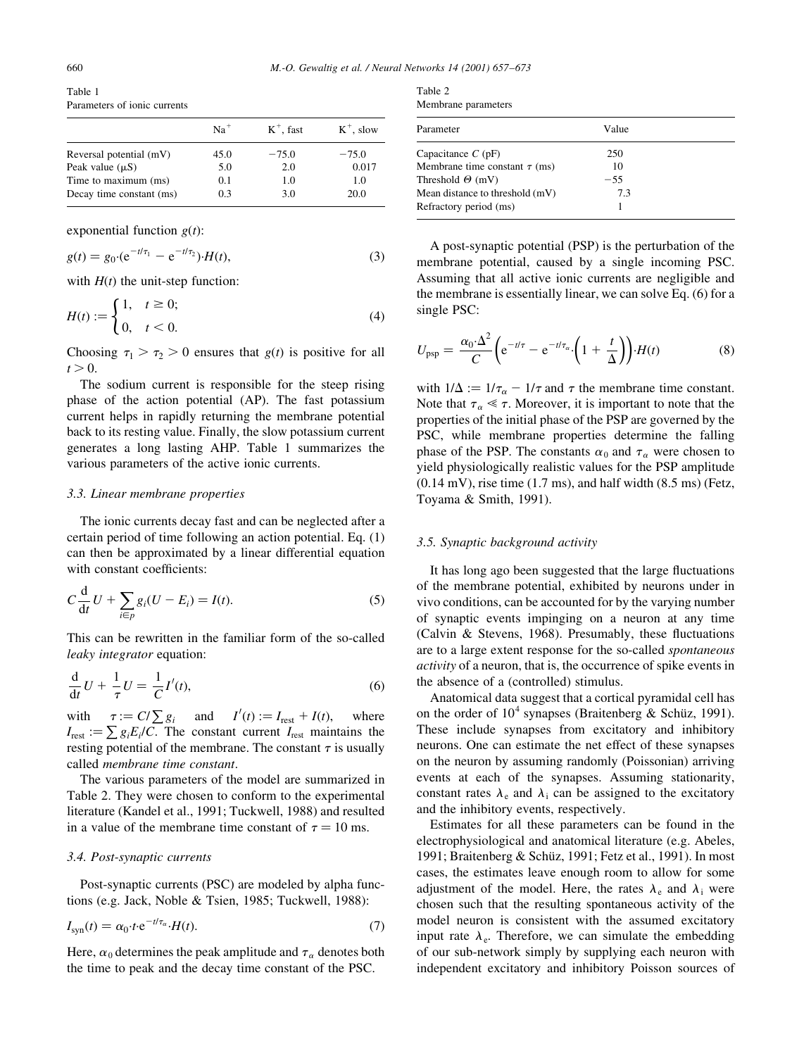Table 1
Parameters of ionic currents

| | $Na^+$ | $K^+$, fast | $K^+$, slow |
|---|---|---|---|
| Reversal potential (mV) | 45.0 | −75.0 | −75.0 |
| Peak value (μS) | 5.0 | 2.0 | 0.017 |
| Time to maximum (ms) | 0.1 | 1.0 | 1.0 |
| Decay time constant (ms) | 0.3 | 3.0 | 20.0 |

exponential function $g(t)$:

$$g(t) = g_0 \cdot (e^{-t/\tau_1} - e^{-t/\tau_2}) \cdot H(t), \tag{3}$$

with $H(t)$ the unit-step function:

$$H(t) := \begin{cases} 1, & t \geq 0; \\ 0, & t < 0. \end{cases} \tag{4}$$

Choosing $\tau_1 > \tau_2 > 0$ ensures that $g(t)$ is positive for all $t > 0$.

The sodium current is responsible for the steep rising phase of the action potential (AP). The fast potassium current helps in rapidly returning the membrane potential back to its resting value. Finally, the slow potassium current generates a long lasting AHP. Table 1 summarizes the various parameters of the active ionic currents.

### 3.3. Linear membrane properties

The ionic currents decay fast and can be neglected after a certain period of time following an action potential. Eq. (1) can then be approximated by a linear differential equation with constant coefficients:

$$C \frac{d}{dt} U + \sum_{i \in p} g_i (U - E_i) = I(t). \tag{5}$$

This can be rewritten in the familiar form of the so-called *leaky integrator* equation:

$$\frac{d}{dt} U + \frac{1}{\tau} U = \frac{1}{C} I'(t), \tag{6}$$

with $\tau := C / \sum g_i$ and $I'(t) := I_{rest} + I(t)$, where $I_{rest} := \sum g_i E_i / C$. The constant current $I_{rest}$ maintains the resting potential of the membrane. The constant $\tau$ is usually called *membrane time constant*.

The various parameters of the model are summarized in Table 2. They were chosen to conform to the experimental literature (Kandel et al., 1991; Tuckwell, 1988) and resulted in a value of the membrane time constant of $\tau = 10$ ms.

### 3.4. Post-synaptic currents

Post-synaptic currents (PSC) are modeled by alpha functions (e.g. Jack, Noble & Tsien, 1985; Tuckwell, 1988):

$$I_{syn}(t) = \alpha_0 \cdot t \cdot e^{-t/\tau_\alpha} \cdot H(t). \tag{7}$$

Here, $\alpha_0$ determines the peak amplitude and $\tau_\alpha$ denotes both the time to peak and the decay time constant of the PSC.

Table 2
Membrane parameters

| Parameter | Value |
|---|---|
| Capacitance $C$ (pF) | 250 |
| Membrane time constant $\tau$ (ms) | 10 |
| Threshold $\Theta$ (mV) | −55 |
| Mean distance to threshold (mV) | 7.3 |
| Refractory period (ms) | 1 |

A post-synaptic potential (PSP) is the perturbation of the membrane potential, caused by a single incoming PSC. Assuming that all active ionic currents are negligible and the membrane is essentially linear, we can solve Eq. (6) for a single PSC:

$$U_{psp} = \frac{\alpha_0 \cdot \Delta^2}{C} \left( e^{-t/\tau} - e^{-t/\tau_\alpha} \cdot \left( 1 + \frac{t}{\Delta} \right) \right) \cdot H(t) \tag{8}$$

with $1/\Delta := 1/\tau_\alpha - 1/\tau$ and $\tau$ the membrane time constant. Note that $\tau_\alpha \ll \tau$. Moreover, it is important to note that the properties of the initial phase of the PSP are governed by the PSC, while membrane properties determine the falling phase of the PSP. The constants $\alpha_0$ and $\tau_\alpha$ were chosen to yield physiologically realistic values for the PSP amplitude (0.14 mV), rise time (1.7 ms), and half width (8.5 ms) (Fetz, Toyama & Smith, 1991).

### 3.5. Synaptic background activity

It has long ago been suggested that the large fluctuations of the membrane potential, exhibited by neurons under in vivo conditions, can be accounted for by the varying number of synaptic events impinging on a neuron at any time (Calvin & Stevens, 1968). Presumably, these fluctuations are to a large extent response for the so-called *spontaneous activity* of a neuron, that is, the occurrence of spike events in the absence of a (controlled) stimulus.

Anatomical data suggest that a cortical pyramidal cell has on the order of $10^4$ synapses (Braitenberg & Schüz, 1991). These include synapses from excitatory and inhibitory neurons. One can estimate the net effect of these synapses on the neuron by assuming randomly (Poissonian) arriving events at each of the synapses. Assuming stationarity, constant rates $\lambda_e$ and $\lambda_i$ can be assigned to the excitatory and the inhibitory events, respectively.

Estimates for all these parameters can be found in the electrophysiological and anatomical literature (e.g. Abeles, 1991; Braitenberg & Schüz, 1991; Fetz et al., 1991). In most cases, the estimates leave enough room to allow for some adjustment of the model. Here, the rates $\lambda_e$ and $\lambda_i$ were chosen such that the resulting spontaneous activity of the model neuron is consistent with the assumed excitatory input rate $\lambda_e$. Therefore, we can simulate the embedding of our sub-network simply by supplying each neuron with independent excitatory and inhibitory Poisson sources of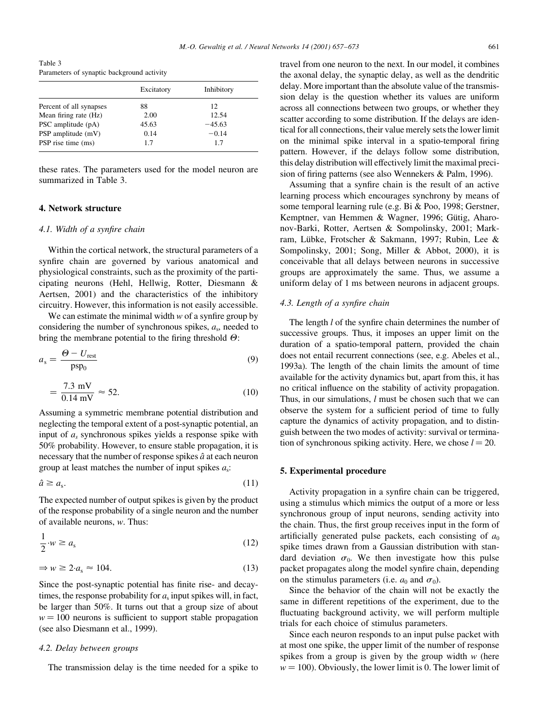Table 3
Parameters of synaptic background activity

| | Excitatory | Inhibitory |
|---|---|---|
| Percent of all synapses | 88 | 12 |
| Mean firing rate (Hz) | 2.00 | 12.54 |
| PSC amplitude (pA) | 45.63 | −45.63 |
| PSP amplitude (mV) | 0.14 | −0.14 |
| PSP rise time (ms) | 1.7 | 1.7 |

these rates. The parameters used for the model neuron are summarized in Table 3.

## 4. Network structure

### 4.1. Width of a synfire chain

Within the cortical network, the structural parameters of a synfire chain are governed by various anatomical and physiological constraints, such as the proximity of the participating neurons (Hehl, Hellwig, Rotter, Diesmann & Aertsen, 2001) and the characteristics of the inhibitory circuitry. However, this information is not easily accessible.

We can estimate the minimal width $w$ of a synfire group by considering the number of synchronous spikes, $a_s$, needed to bring the membrane potential to the firing threshold $\Theta$:

$$a_s = \frac{\Theta - U_{\text{rest}}}{\text{psp}_0} \tag{9}$$

$$= \frac{7.3 \text{ mV}}{0.14 \text{ mV}} \approx 52. \tag{10}$$

Assuming a symmetric membrane potential distribution and neglecting the temporal extent of a post-synaptic potential, an input of $a_s$ synchronous spikes yields a response spike with 50% probability. However, to ensure stable propagation, it is necessary that the number of response spikes $\hat{a}$ at each neuron group at least matches the number of input spikes $a_s$:

$$\hat{a} \geq a_s. \tag{11}$$

The expected number of output spikes is given by the product of the response probability of a single neuron and the number of available neurons, $w$. Thus:

$$\frac{1}{2} \cdot w \geq a_s \tag{12}$$

$$\Rightarrow w \geq 2 \cdot a_s \approx 104. \tag{13}$$

Since the post-synaptic potential has finite rise- and decay-times, the response probability for $a_s$ input spikes will, in fact, be larger than 50%. It turns out that a group size of about $w = 100$ neurons is sufficient to support stable propagation (see also Diesmann et al., 1999).

### 4.2. Delay between groups

The transmission delay is the time needed for a spike to travel from one neuron to the next. In our model, it combines the axonal delay, the synaptic delay, as well as the dendritic delay. More important than the absolute value of the transmission delay is the question whether its values are uniform across all connections between two groups, or whether they scatter according to some distribution. If the delays are identical for all connections, their value merely sets the lower limit on the minimal spike interval in a spatio-temporal firing pattern. However, if the delays follow some distribution, this delay distribution will effectively limit the maximal precision of firing patterns (see also Wennekers & Palm, 1996).

Assuming that a synfire chain is the result of an active learning process which encourages synchrony by means of some temporal learning rule (e.g. Bi & Poo, 1998; Gerstner, Kemptner, van Hemmen & Wagner, 1996; Gütig, Aharonov-Barki, Rotter, Aertsen & Sompolinsky, 2001; Markram, Lübke, Frotscher & Sakmann, 1997; Rubin, Lee & Sompolinsky, 2001; Song, Miller & Abbot, 2000), it is conceivable that all delays between neurons in successive groups are approximately the same. Thus, we assume a uniform delay of 1 ms between neurons in adjacent groups.

### 4.3. Length of a synfire chain

The length $l$ of the synfire chain determines the number of successive groups. Thus, it imposes an upper limit on the duration of a spatio-temporal pattern, provided the chain does not entail recurrent connections (see, e.g. Abeles et al., 1993a). The length of the chain limits the amount of time available for the activity dynamics but, apart from this, it has no critical influence on the stability of activity propagation. Thus, in our simulations, $l$ must be chosen such that we can observe the system for a sufficient period of time to fully capture the dynamics of activity propagation, and to distinguish between the two modes of activity: survival or termination of synchronous spiking activity. Here, we chose $l = 20$.

## 5. Experimental procedure

Activity propagation in a synfire chain can be triggered, using a stimulus which mimics the output of a more or less synchronous group of input neurons, sending activity into the chain. Thus, the first group receives input in the form of artificially generated pulse packets, each consisting of $a_0$ spike times drawn from a Gaussian distribution with standard deviation $\sigma_0$. We then investigate how this pulse packet propagates along the model synfire chain, depending on the stimulus parameters (i.e. $a_0$ and $\sigma_0$).

Since the behavior of the chain will not be exactly the same in different repetitions of the experiment, due to the fluctuating background activity, we will perform multiple trials for each choice of stimulus parameters.

Since each neuron responds to an input pulse packet with at most one spike, the upper limit of the number of response spikes from a group is given by the group width $w$ (here $w = 100$). Obviously, the lower limit is 0. The lower limit of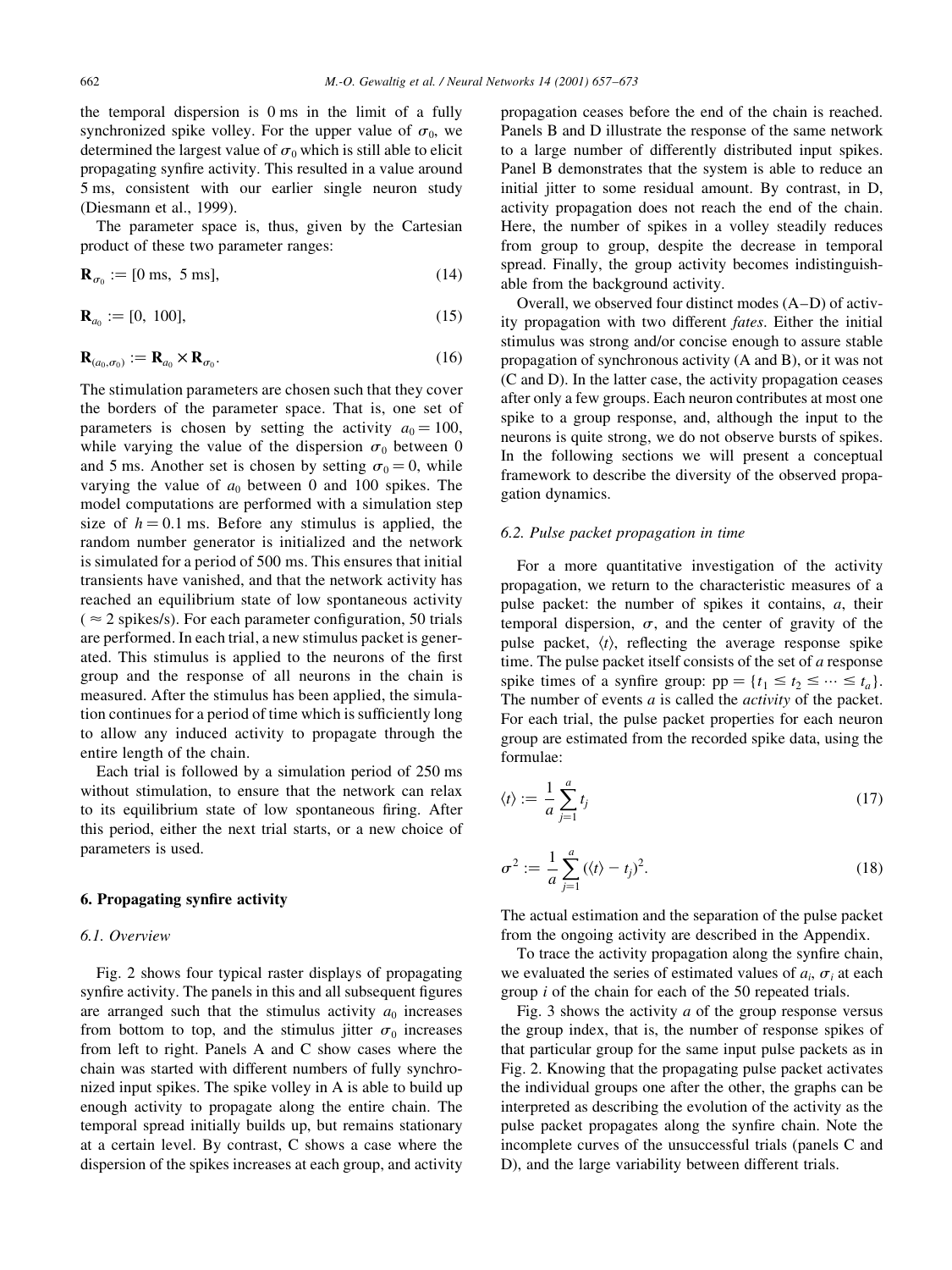the temporal dispersion is 0 ms in the limit of a fully synchronized spike volley. For the upper value of $\sigma_0$, we determined the largest value of $\sigma_0$ which is still able to elicit propagating synfire activity. This resulted in a value around 5 ms, consistent with our earlier single neuron study (Diesmann et al., 1999).

The parameter space is, thus, given by the Cartesian product of these two parameter ranges:

$$\mathbf{R}_{\sigma_0} := [0\text{ ms},\ 5\text{ ms}], \tag{14}$$

$$\mathbf{R}_{a_0} := [0,\ 100], \tag{15}$$

$$\mathbf{R}_{(a_0,\sigma_0)} := \mathbf{R}_{a_0} \times \mathbf{R}_{\sigma_0}. \tag{16}$$

The stimulation parameters are chosen such that they cover the borders of the parameter space. That is, one set of parameters is chosen by setting the activity $a_0 = 100$, while varying the value of the dispersion $\sigma_0$ between 0 and 5 ms. Another set is chosen by setting $\sigma_0 = 0$, while varying the value of $a_0$ between 0 and 100 spikes. The model computations are performed with a simulation step size of $h = 0.1$ ms. Before any stimulus is applied, the random number generator is initialized and the network is simulated for a period of 500 ms. This ensures that initial transients have vanished, and that the network activity has reached an equilibrium state of low spontaneous activity ($\approx 2$ spikes/s). For each parameter configuration, 50 trials are performed. In each trial, a new stimulus packet is generated. This stimulus is applied to the neurons of the first group and the response of all neurons in the chain is measured. After the stimulus has been applied, the simulation continues for a period of time which is sufficiently long to allow any induced activity to propagate through the entire length of the chain.

Each trial is followed by a simulation period of 250 ms without stimulation, to ensure that the network can relax to its equilibrium state of low spontaneous firing. After this period, either the next trial starts, or a new choice of parameters is used.

## 6. Propagating synfire activity

### 6.1. Overview

Fig. 2 shows four typical raster displays of propagating synfire activity. The panels in this and all subsequent figures are arranged such that the stimulus activity $a_0$ increases from bottom to top, and the stimulus jitter $\sigma_0$ increases from left to right. Panels A and C show cases where the chain was started with different numbers of fully synchronized input spikes. The spike volley in A is able to build up enough activity to propagate along the entire chain. The temporal spread initially builds up, but remains stationary at a certain level. By contrast, C shows a case where the dispersion of the spikes increases at each group, and activity propagation ceases before the end of the chain is reached. Panels B and D illustrate the response of the same network to a large number of differently distributed input spikes. Panel B demonstrates that the system is able to reduce an initial jitter to some residual amount. By contrast, in D, activity propagation does not reach the end of the chain. Here, the number of spikes in a volley steadily reduces from group to group, despite the decrease in temporal spread. Finally, the group activity becomes indistinguishable from the background activity.

Overall, we observed four distinct modes (A–D) of activity propagation with two different *fates*. Either the initial stimulus was strong and/or concise enough to assure stable propagation of synchronous activity (A and B), or it was not (C and D). In the latter case, the activity propagation ceases after only a few groups. Each neuron contributes at most one spike to a group response, and, although the input to the neurons is quite strong, we do not observe bursts of spikes. In the following sections we will present a conceptual framework to describe the diversity of the observed propagation dynamics.

### 6.2. Pulse packet propagation in time

For a more quantitative investigation of the activity propagation, we return to the characteristic measures of a pulse packet: the number of spikes it contains, $a$, their temporal dispersion, $\sigma$, and the center of gravity of the pulse packet, $\langle t \rangle$, reflecting the average response spike time. The pulse packet itself consists of the set of $a$ response spike times of a synfire group: $\text{pp} = \{t_1 \leq t_2 \leq \cdots \leq t_a\}$. The number of events $a$ is called the *activity* of the packet. For each trial, the pulse packet properties for each neuron group are estimated from the recorded spike data, using the formulae:

$$\langle t \rangle := \frac{1}{a} \sum_{j=1}^{a} t_j \tag{17}$$

$$\sigma^2 := \frac{1}{a} \sum_{j=1}^{a} (\langle t \rangle - t_j)^2. \tag{18}$$

The actual estimation and the separation of the pulse packet from the ongoing activity are described in the Appendix.

To trace the activity propagation along the synfire chain, we evaluated the series of estimated values of $a_i$, $\sigma_i$ at each group $i$ of the chain for each of the 50 repeated trials.

Fig. 3 shows the activity $a$ of the group response versus the group index, that is, the number of response spikes of that particular group for the same input pulse packets as in Fig. 2. Knowing that the propagating pulse packet activates the individual groups one after the other, the graphs can be interpreted as describing the evolution of the activity as the pulse packet propagates along the synfire chain. Note the incomplete curves of the unsuccessful trials (panels C and D), and the large variability between different trials.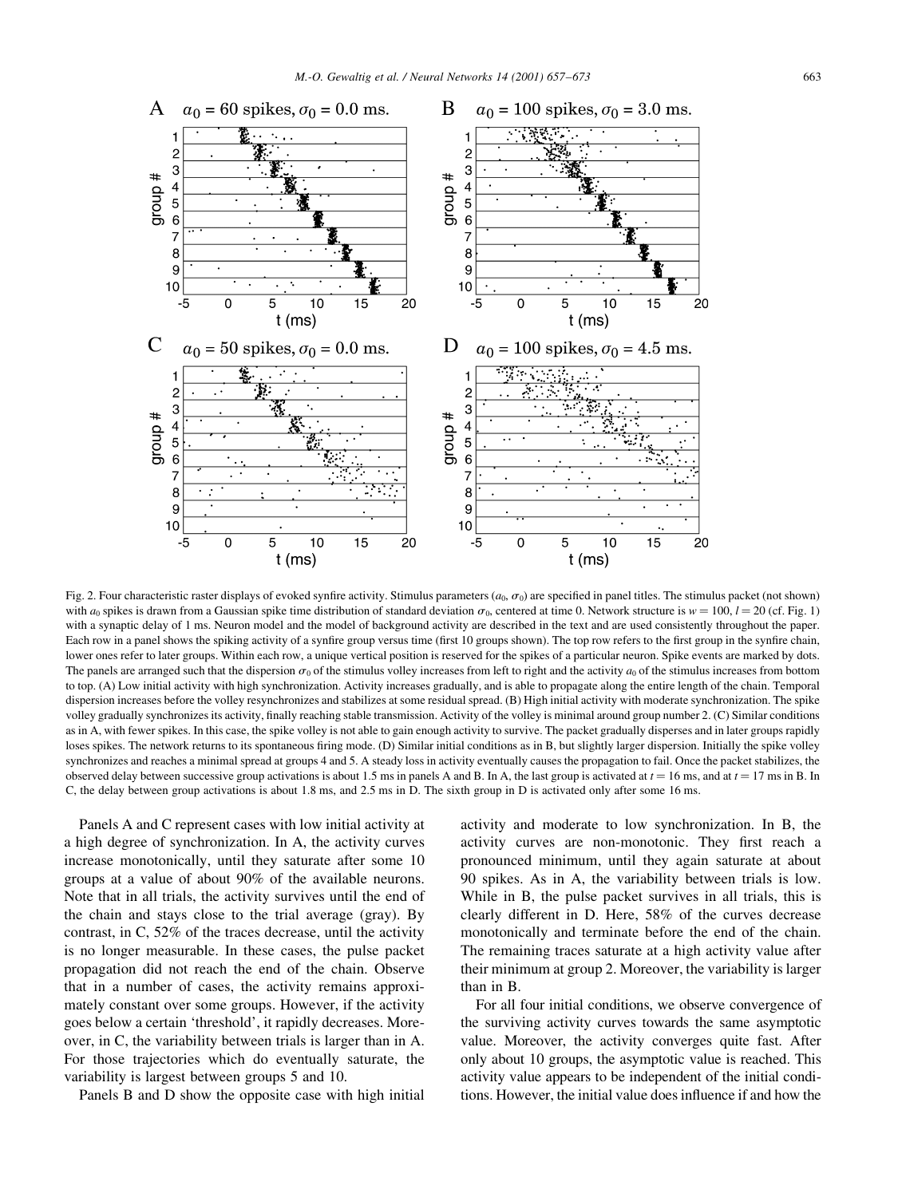Fig. 2. Four characteristic raster displays of evoked synfire activity. Stimulus parameters ($a_0$, $\sigma_0$) are specified in panel titles. The stimulus packet (not shown) with $a_0$ spikes is drawn from a Gaussian spike time distribution of standard deviation $\sigma_0$, centered at time 0. Network structure is $w = 100$, $l = 20$ (cf. Fig. 1) with a synaptic delay of 1 ms. Neuron model and the model of background activity are described in the text and are used consistently throughout the paper. Each row in a panel shows the spiking activity of a synfire group versus time (first 10 groups shown). The top row refers to the first group in the synfire chain, lower ones refer to later groups. Within each row, a unique vertical position is reserved for the spikes of a particular neuron. Spike events are marked by dots. The panels are arranged such that the dispersion $\sigma_0$ of the stimulus volley increases from left to right and the activity $a_0$ of the stimulus increases from bottom to top. (A) Low initial activity with high synchronization. Activity increases gradually, and is able to propagate along the entire length of the chain. Temporal dispersion increases before the volley resynchronizes and stabilizes at some residual spread. (B) High initial activity with moderate synchronization. The spike volley gradually synchronizes its activity, finally reaching stable transmission. Activity of the volley is minimal around group number 2. (C) Similar conditions as in A, with fewer spikes. In this case, the spike volley is not able to gain enough activity to survive. The packet gradually disperses and in later groups rapidly loses spikes. The network returns to its spontaneous firing mode. (D) Similar initial conditions as in B, but slightly larger dispersion. Initially the spike volley synchronizes and reaches a minimal spread at groups 4 and 5. A steady loss in activity eventually causes the propagation to fail. Once the packet stabilizes, the observed delay between successive group activations is about 1.5 ms in panels A and B. In A, the last group is activated at $t = 16$ ms, and at $t = 17$ ms in B. In C, the delay between group activations is about 1.8 ms, and 2.5 ms in D. The sixth group in D is activated only after some 16 ms.

Panels A and C represent cases with low initial activity at a high degree of synchronization. In A, the activity curves increase monotonically, until they saturate after some 10 groups at a value of about 90% of the available neurons. Note that in all trials, the activity survives until the end of the chain and stays close to the trial average (gray). By contrast, in C, 52% of the traces decrease, until the activity is no longer measurable. In these cases, the pulse packet propagation did not reach the end of the chain. Observe that in a number of cases, the activity remains approximately constant over some groups. However, if the activity goes below a certain 'threshold', it rapidly decreases. Moreover, in C, the variability between trials is larger than in A. For those trajectories which do eventually saturate, the variability is largest between groups 5 and 10.

Panels B and D show the opposite case with high initial activity and moderate to low synchronization. In B, the activity curves are non-monotonic. They first reach a pronounced minimum, until they again saturate at about 90 spikes. As in A, the variability between trials is low. While in B, the pulse packet survives in all trials, this is clearly different in D. Here, 58% of the curves decrease monotonically and terminate before the end of the chain. The remaining traces saturate at a high activity value after their minimum at group 2. Moreover, the variability is larger than in B.

For all four initial conditions, we observe convergence of the surviving activity curves towards the same asymptotic value. Moreover, the activity converges quite fast. After only about 10 groups, the asymptotic value is reached. This activity value appears to be independent of the initial conditions. However, the initial value does influence if and how the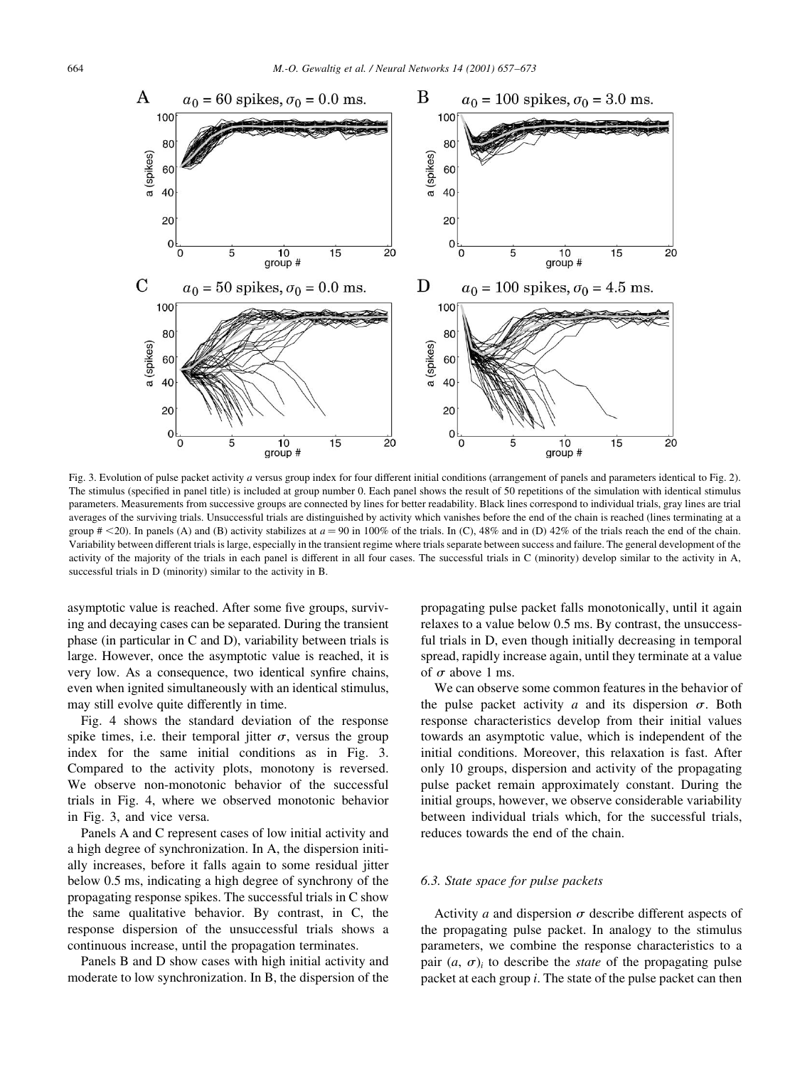Fig. 3. Evolution of pulse packet activity $a$ versus group index for four different initial conditions (arrangement of panels and parameters identical to Fig. 2). The stimulus (specified in panel title) is included at group number 0. Each panel shows the result of 50 repetitions of the simulation with identical stimulus parameters. Measurements from successive groups are connected by lines for better readability. Black lines correspond to individual trials, gray lines are trial averages of the surviving trials. Unsuccessful trials are distinguished by activity which vanishes before the end of the chain is reached (lines terminating at a group # <20). In panels (A) and (B) activity stabilizes at $a = 90$ in 100% of the trials. In (C), 48% and in (D) 42% of the trials reach the end of the chain. Variability between different trials is large, especially in the transient regime where trials separate between success and failure. The general development of the activity of the majority of the trials in each panel is different in all four cases. The successful trials in C (minority) develop similar to the activity in A, successful trials in D (minority) similar to the activity in B.

asymptotic value is reached. After some five groups, surviving and decaying cases can be separated. During the transient phase (in particular in C and D), variability between trials is large. However, once the asymptotic value is reached, it is very low. As a consequence, two identical synfire chains, even when ignited simultaneously with an identical stimulus, may still evolve quite differently in time.

Fig. 4 shows the standard deviation of the response spike times, i.e. their temporal jitter $\sigma$, versus the group index for the same initial conditions as in Fig. 3. Compared to the activity plots, monotony is reversed. We observe non-monotonic behavior of the successful trials in Fig. 4, where we observed monotonic behavior in Fig. 3, and vice versa.

Panels A and C represent cases of low initial activity and a high degree of synchronization. In A, the dispersion initially increases, before it falls again to some residual jitter below 0.5 ms, indicating a high degree of synchrony of the propagating response spikes. The successful trials in C show the same qualitative behavior. By contrast, in C, the response dispersion of the unsuccessful trials shows a continuous increase, until the propagation terminates.

Panels B and D show cases with high initial activity and moderate to low synchronization. In B, the dispersion of the propagating pulse packet falls monotonically, until it again relaxes to a value below 0.5 ms. By contrast, the unsuccessful trials in D, even though initially decreasing in temporal spread, rapidly increase again, until they terminate at a value of $\sigma$ above 1 ms.

We can observe some common features in the behavior of the pulse packet activity $a$ and its dispersion $\sigma$. Both response characteristics develop from their initial values towards an asymptotic value, which is independent of the initial conditions. Moreover, this relaxation is fast. After only 10 groups, dispersion and activity of the propagating pulse packet remain approximately constant. During the initial groups, however, we observe considerable variability between individual trials which, for the successful trials, reduces towards the end of the chain.

### 6.3. State space for pulse packets

Activity $a$ and dispersion $\sigma$ describe different aspects of the propagating pulse packet. In analogy to the stimulus parameters, we combine the response characteristics to a pair $(a, \sigma)_i$ to describe the *state* of the propagating pulse packet at each group $i$. The state of the pulse packet can then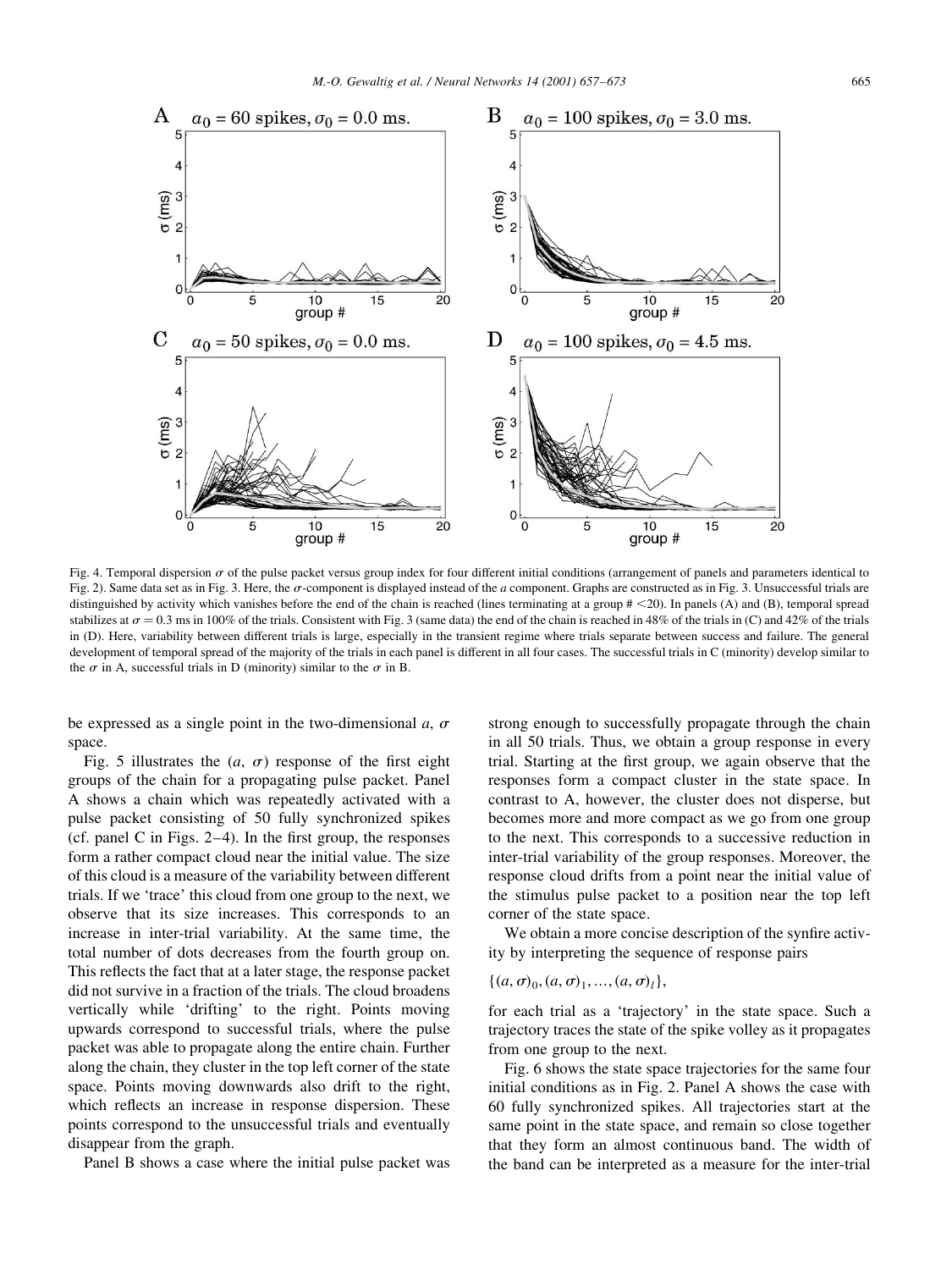Fig. 4. Temporal dispersion $\sigma$ of the pulse packet versus group index for four different initial conditions (arrangement of panels and parameters identical to Fig. 2). Same data set as in Fig. 3. Here, the $\sigma$-component is displayed instead of the $a$ component. Graphs are constructed as in Fig. 3. Unsuccessful trials are distinguished by activity which vanishes before the end of the chain is reached (lines terminating at a group # <20). In panels (A) and (B), temporal spread stabilizes at $\sigma = 0.3$ ms in 100% of the trials. Consistent with Fig. 3 (same data) the end of the chain is reached in 48% of the trials in (C) and 42% of the trials in (D). Here, variability between different trials is large, especially in the transient regime where trials separate between success and failure. The general development of temporal spread of the majority of the trials in each panel is different in all four cases. The successful trials in C (minority) develop similar to the $\sigma$ in A, successful trials in D (minority) similar to the $\sigma$ in B.

be expressed as a single point in the two-dimensional $a$, $\sigma$ space.

Fig. 5 illustrates the $(a, \sigma)$ response of the first eight groups of the chain for a propagating pulse packet. Panel A shows a chain which was repeatedly activated with a pulse packet consisting of 50 fully synchronized spikes (cf. panel C in Figs. 2–4). In the first group, the responses form a rather compact cloud near the initial value. The size of this cloud is a measure of the variability between different trials. If we 'trace' this cloud from one group to the next, we observe that its size increases. This corresponds to an increase in inter-trial variability. At the same time, the total number of dots decreases from the fourth group on. This reflects the fact that at a later stage, the response packet did not survive in a fraction of the trials. The cloud broadens vertically while 'drifting' to the right. Points moving upwards correspond to successful trials, where the pulse packet was able to propagate along the entire chain. Further along the chain, they cluster in the top left corner of the state space. Points moving downwards also drift to the right, which reflects an increase in response dispersion. These points correspond to the unsuccessful trials and eventually disappear from the graph.

Panel B shows a case where the initial pulse packet was strong enough to successfully propagate through the chain in all 50 trials. Thus, we obtain a group response in every trial. Starting at the first group, we again observe that the responses form a compact cluster in the state space. In contrast to A, however, the cluster does not disperse, but becomes more and more compact as we go from one group to the next. This corresponds to a successive reduction in inter-trial variability of the group responses. Moreover, the response cloud drifts from a point near the initial value of the stimulus pulse packet to a position near the top left corner of the state space.

We obtain a more concise description of the synfire activity by interpreting the sequence of response pairs

$$\{(a, \sigma)_0, (a, \sigma)_1, \ldots, (a, \sigma)_l\},$$

for each trial as a 'trajectory' in the state space. Such a trajectory traces the state of the spike volley as it propagates from one group to the next.

Fig. 6 shows the state space trajectories for the same four initial conditions as in Fig. 2. Panel A shows the case with 60 fully synchronized spikes. All trajectories start at the same point in the state space, and remain so close together that they form an almost continuous band. The width of the band can be interpreted as a measure for the inter-trial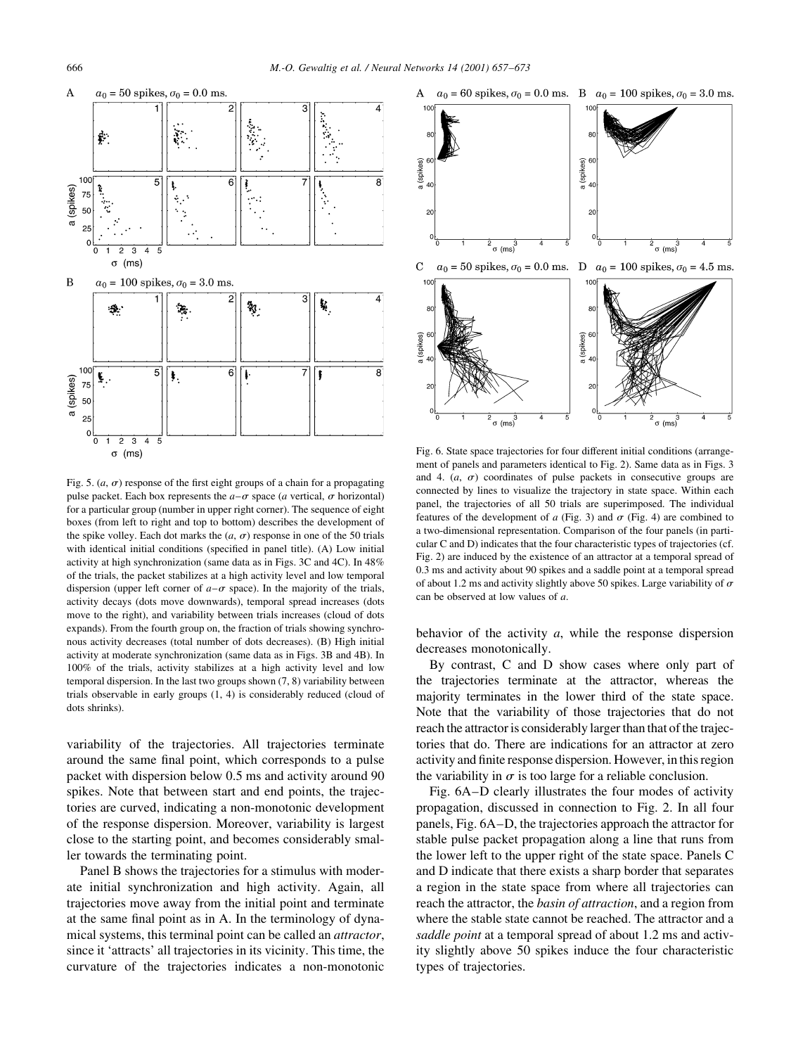Fig. 5. ($a$, $\sigma$) response of the first eight groups of a chain for a propagating pulse packet. Each box represents the $a$–$\sigma$ space ($a$ vertical, $\sigma$ horizontal) for a particular group (number in upper right corner). The sequence of eight boxes (from left to right and top to bottom) describes the development of the spike volley. Each dot marks the ($a$, $\sigma$) response in one of the 50 trials with identical initial conditions (specified in panel title). (A) Low initial activity at high synchronization (same data as in Figs. 3C and 4C). In 48% of the trials, the packet stabilizes at a high activity level and low temporal dispersion (upper left corner of $a$–$\sigma$ space). In the majority of the trials, activity decays (dots move downwards), temporal spread increases (dots move to the right), and variability between trials increases (cloud of dots expands). From the fourth group on, the fraction of trials showing synchronous activity decreases (total number of dots decreases). (B) High initial activity at moderate synchronization (same data as in Figs. 3B and 4B). In 100% of the trials, activity stabilizes at a high activity level and low temporal dispersion. In the last two groups shown (7, 8) variability between trials observable in early groups (1, 4) is considerably reduced (cloud of dots shrinks).

Fig. 6. State space trajectories for four different initial conditions (arrangement of panels and parameters identical to Fig. 2). Same data as in Figs. 3 and 4. ($a$, $\sigma$) coordinates of pulse packets in consecutive groups are connected by lines to visualize the trajectory in state space. Within each panel, the trajectories of all 50 trials are superimposed. The individual features of the development of $a$ (Fig. 3) and $\sigma$ (Fig. 4) are combined to a two-dimensional representation. Comparison of the four panels (in particular C and D) indicates that the four characteristic types of trajectories (cf. Fig. 2) are induced by the existence of an attractor at a temporal spread of 0.3 ms and activity about 90 spikes and a saddle point at a temporal spread of about 1.2 ms and activity slightly above 50 spikes. Large variability of $\sigma$ can be observed at low values of $a$.

variability of the trajectories. All trajectories terminate around the same final point, which corresponds to a pulse packet with dispersion below 0.5 ms and activity around 90 spikes. Note that between start and end points, the trajectories are curved, indicating a non-monotonic development of the response dispersion. Moreover, variability is largest close to the starting point, and becomes considerably smaller towards the terminating point.

Panel B shows the trajectories for a stimulus with moderate initial synchronization and high activity. Again, all trajectories move away from the initial point and terminate at the same final point as in A. In the terminology of dynamical systems, this terminal point can be called an *attractor*, since it 'attracts' all trajectories in its vicinity. This time, the curvature of the trajectories indicates a non-monotonic behavior of the activity $a$, while the response dispersion decreases monotonically.

By contrast, C and D show cases where only part of the trajectories terminate at the attractor, whereas the majority terminates in the lower third of the state space. Note that the variability of those trajectories that do not reach the attractor is considerably larger than that of the trajectories that do. There are indications for an attractor at zero activity and finite response dispersion. However, in this region the variability in $\sigma$ is too large for a reliable conclusion.

Fig. 6A–D clearly illustrates the four modes of activity propagation, discussed in connection to Fig. 2. In all four panels, Fig. 6A–D, the trajectories approach the attractor for stable pulse packet propagation along a line that runs from the lower left to the upper right of the state space. Panels C and D indicate that there exists a sharp border that separates a region in the state space from where all trajectories can reach the attractor, the *basin of attraction*, and a region from where the stable state cannot be reached. The attractor and a *saddle point* at a temporal spread of about 1.2 ms and activity slightly above 50 spikes induce the four characteristic types of trajectories.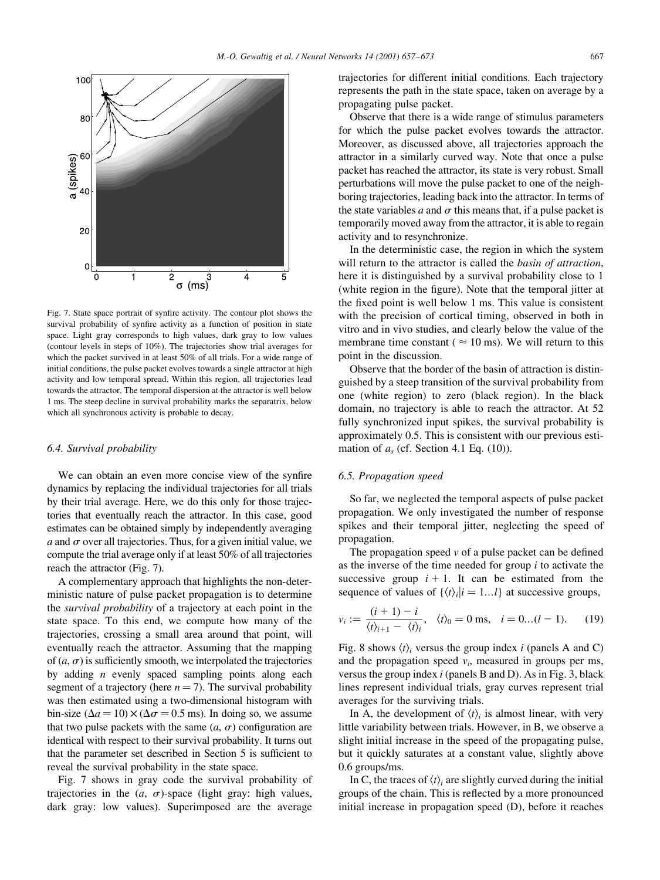Fig. 7. State space portrait of synfire activity. The contour plot shows the survival probability of synfire activity as a function of position in state space. Light gray corresponds to high values, dark gray to low values (contour levels in steps of 10%). The trajectories show trial averages for which the packet survived in at least 50% of all trials. For a wide range of initial conditions, the pulse packet evolves towards a single attractor at high activity and low temporal spread. Within this region, all trajectories lead towards the attractor. The temporal dispersion at the attractor is well below 1 ms. The steep decline in survival probability marks the separatrix, below which all synchronous activity is probable to decay.

### 6.4. Survival probability

We can obtain an even more concise view of the synfire dynamics by replacing the individual trajectories for all trials by their trial average. Here, we do this only for those trajectories that eventually reach the attractor. In this case, good estimates can be obtained simply by independently averaging $a$ and $\sigma$ over all trajectories. Thus, for a given initial value, we compute the trial average only if at least 50% of all trajectories reach the attractor (Fig. 7).

A complementary approach that highlights the non-deterministic nature of pulse packet propagation is to determine the *survival probability* of a trajectory at each point in the state space. To this end, we compute how many of the trajectories, crossing a small area around that point, will eventually reach the attractor. Assuming that the mapping of $(a, \sigma)$ is sufficiently smooth, we interpolated the trajectories by adding $n$ evenly spaced sampling points along each segment of a trajectory (here $n = 7$). The survival probability was then estimated using a two-dimensional histogram with bin-size $(\Delta a = 10) \times (\Delta \sigma = 0.5 \text{ ms})$. In doing so, we assume that two pulse packets with the same $(a, \sigma)$ configuration are identical with respect to their survival probability. It turns out that the parameter set described in Section 5 is sufficient to reveal the survival probability in the state space.

Fig. 7 shows in gray code the survival probability of trajectories in the $(a, \sigma)$-space (light gray: high values, dark gray: low values). Superimposed are the average trajectories for different initial conditions. Each trajectory represents the path in the state space, taken on average by a propagating pulse packet.

Observe that there is a wide range of stimulus parameters for which the pulse packet evolves towards the attractor. Moreover, as discussed above, all trajectories approach the attractor in a similarly curved way. Note that once a pulse packet has reached the attractor, its state is very robust. Small perturbations will move the pulse packet to one of the neighboring trajectories, leading back into the attractor. In terms of the state variables $a$ and $\sigma$ this means that, if a pulse packet is temporarily moved away from the attractor, it is able to regain activity and to resynchronize.

In the deterministic case, the region in which the system will return to the attractor is called the *basin of attraction*, here it is distinguished by a survival probability close to 1 (white region in the figure). Note that the temporal jitter at the fixed point is well below 1 ms. This value is consistent with the precision of cortical timing, observed in both in vitro and in vivo studies, and clearly below the value of the membrane time constant ($\approx 10$ ms). We will return to this point in the discussion.

Observe that the border of the basin of attraction is distinguished by a steep transition of the survival probability from one (white region) to zero (black region). In the black domain, no trajectory is able to reach the attractor. At 52 fully synchronized input spikes, the survival probability is approximately 0.5. This is consistent with our previous estimation of $a_s$ (cf. Section 4.1 Eq. (10)).

### 6.5. Propagation speed

So far, we neglected the temporal aspects of pulse packet propagation. We only investigated the number of response spikes and their temporal jitter, neglecting the speed of propagation.

The propagation speed $v$ of a pulse packet can be defined as the inverse of the time needed for group $i$ to activate the successive group $i + 1$. It can be estimated from the sequence of values of $\{\langle t\rangle_i | i = 1\ldots l\}$ at successive groups,

$$v_i := \frac{(i+1) - i}{\langle t\rangle_{i+1} - \langle t\rangle_i}, \quad \langle t\rangle_0 = 0 \text{ ms}, \quad i = 0\ldots(l-1). \qquad (19)$$

Fig. 8 shows $\langle t\rangle_i$ versus the group index $i$ (panels A and C) and the propagation speed $v_i$, measured in groups per ms, versus the group index $i$ (panels B and D). As in Fig. 3, black lines represent individual trials, gray curves represent trial averages for the surviving trials.

In A, the development of $\langle t\rangle_i$ is almost linear, with very little variability between trials. However, in B, we observe a slight initial increase in the speed of the propagating pulse, but it quickly saturates at a constant value, slightly above 0.6 groups/ms.

In C, the traces of $\langle t\rangle_i$ are slightly curved during the initial groups of the chain. This is reflected by a more pronounced initial increase in propagation speed (D), before it reaches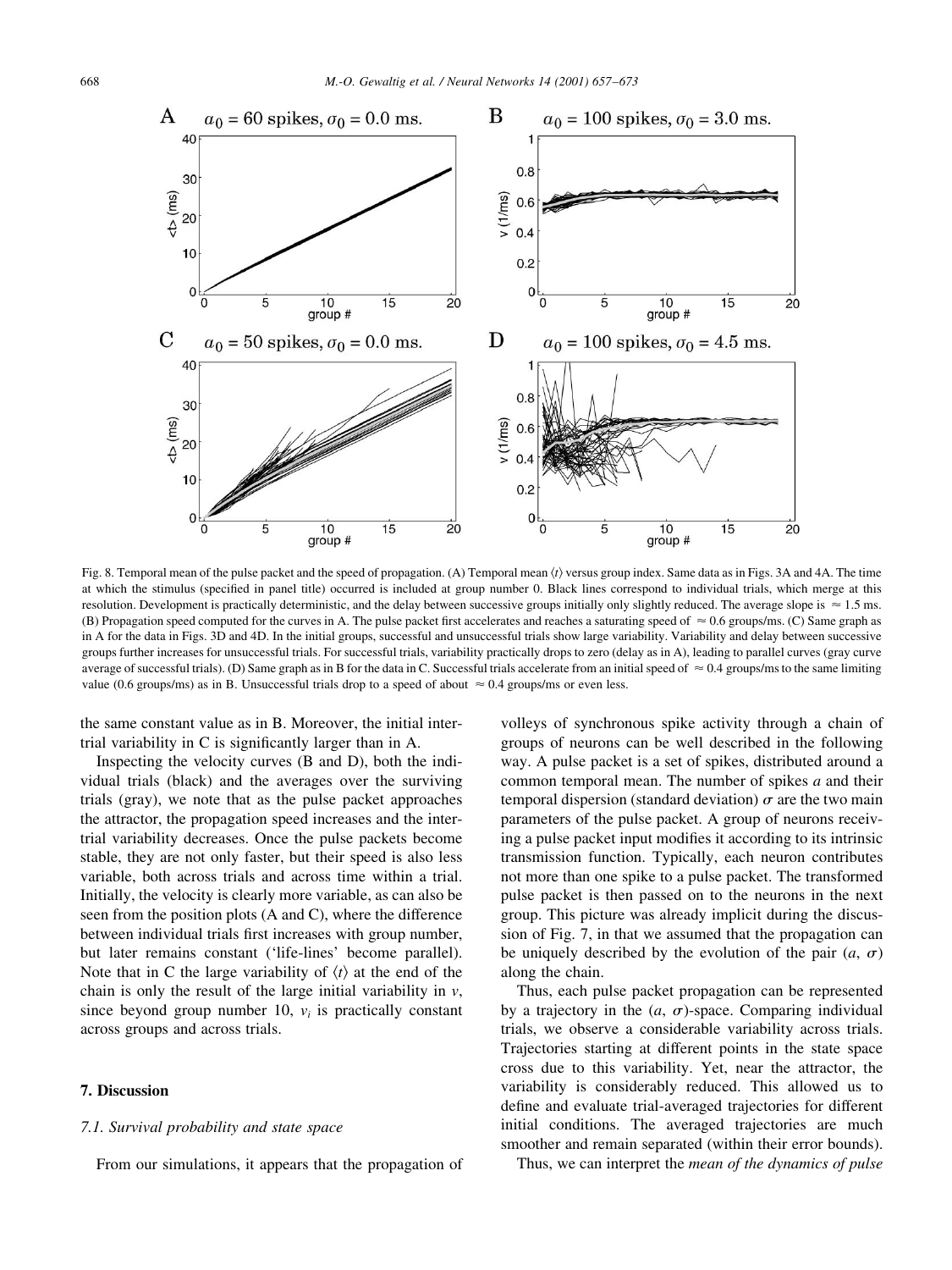Fig. 8. Temporal mean of the pulse packet and the speed of propagation. (A) Temporal mean $\langle t \rangle$ versus group index. Same data as in Figs. 3A and 4A. The time at which the stimulus (specified in panel title) occurred is included at group number 0. Black lines correspond to individual trials, which merge at this resolution. Development is practically deterministic, and the delay between successive groups initially only slightly reduced. The average slope is $\approx 1.5$ ms. (B) Propagation speed computed for the curves in A. The pulse packet first accelerates and reaches a saturating speed of $\approx 0.6$ groups/ms. (C) Same graph as in A for the data in Figs. 3D and 4D. In the initial groups, successful and unsuccessful trials show large variability. Variability and delay between successive groups further increases for unsuccessful trials. For successful trials, variability practically drops to zero (delay as in A), leading to parallel curves (gray curve average of successful trials). (D) Same graph as in B for the data in C. Successful trials accelerate from an initial speed of $\approx 0.4$ groups/ms to the same limiting value (0.6 groups/ms) as in B. Unsuccessful trials drop to a speed of about $\approx 0.4$ groups/ms or even less.

the same constant value as in B. Moreover, the initial inter-trial variability in C is significantly larger than in A.

Inspecting the velocity curves (B and D), both the individual trials (black) and the averages over the surviving trials (gray), we note that as the pulse packet approaches the attractor, the propagation speed increases and the inter-trial variability decreases. Once the pulse packets become stable, they are not only faster, but their speed is also less variable, both across trials and across time within a trial. Initially, the velocity is clearly more variable, as can also be seen from the position plots (A and C), where the difference between individual trials first increases with group number, but later remains constant ('life-lines' become parallel). Note that in C the large variability of $\langle t \rangle$ at the end of the chain is only the result of the large initial variability in $v$, since beyond group number 10, $v_i$ is practically constant across groups and across trials.

## 7. Discussion

### 7.1. Survival probability and state space

From our simulations, it appears that the propagation of volleys of synchronous spike activity through a chain of groups of neurons can be well described in the following way. A pulse packet is a set of spikes, distributed around a common temporal mean. The number of spikes $a$ and their temporal dispersion (standard deviation) $\sigma$ are the two main parameters of the pulse packet. A group of neurons receiving a pulse packet input modifies it according to its intrinsic transmission function. Typically, each neuron contributes not more than one spike to a pulse packet. The transformed pulse packet is then passed on to the neurons in the next group. This picture was already implicit during the discussion of Fig. 7, in that we assumed that the propagation can be uniquely described by the evolution of the pair $(a, \sigma)$ along the chain.

Thus, each pulse packet propagation can be represented by a trajectory in the $(a, \sigma)$-space. Comparing individual trials, we observe a considerable variability across trials. Trajectories starting at different points in the state space cross due to this variability. Yet, near the attractor, the variability is considerably reduced. This allowed us to define and evaluate trial-averaged trajectories for different initial conditions. The averaged trajectories are much smoother and remain separated (within their error bounds).

Thus, we can interpret the *mean of the dynamics of pulse*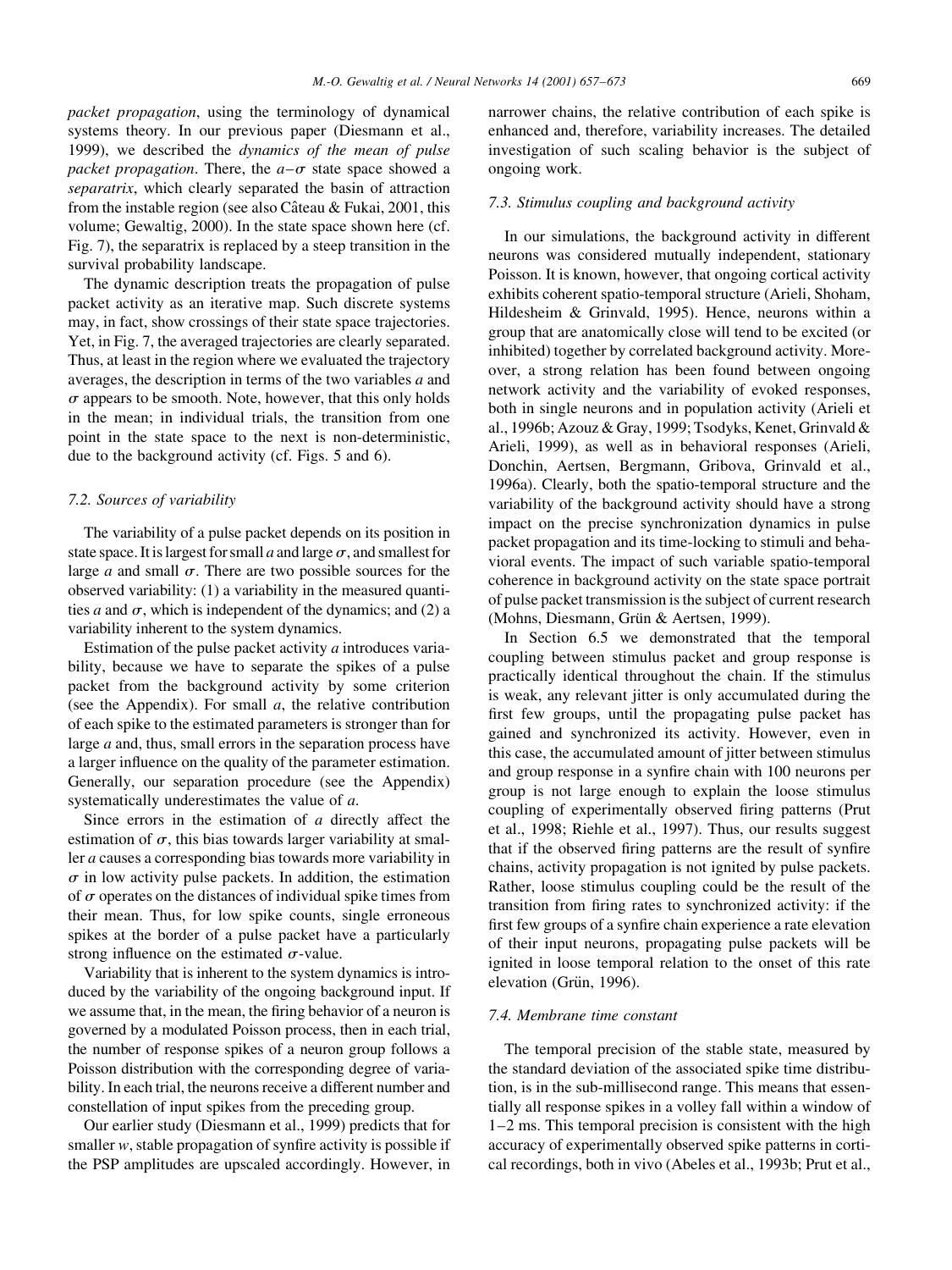*packet propagation*, using the terminology of dynamical systems theory. In our previous paper (Diesmann et al., 1999), we described the *dynamics of the mean of pulse packet propagation*. There, the $a$–$\sigma$ state space showed a *separatrix*, which clearly separated the basin of attraction from the instable region (see also Câteau & Fukai, 2001, this volume; Gewaltig, 2000). In the state space shown here (cf. Fig. 7), the separatrix is replaced by a steep transition in the survival probability landscape.

The dynamic description treats the propagation of pulse packet activity as an iterative map. Such discrete systems may, in fact, show crossings of their state space trajectories. Yet, in Fig. 7, the averaged trajectories are clearly separated. Thus, at least in the region where we evaluated the trajectory averages, the description in terms of the two variables $a$ and $\sigma$ appears to be smooth. Note, however, that this only holds in the mean; in individual trials, the transition from one point in the state space to the next is non-deterministic, due to the background activity (cf. Figs. 5 and 6).

### 7.2. Sources of variability

The variability of a pulse packet depends on its position in state space. It is largest for small $a$ and large $\sigma$, and smallest for large $a$ and small $\sigma$. There are two possible sources for the observed variability: (1) a variability in the measured quantities $a$ and $\sigma$, which is independent of the dynamics; and (2) a variability inherent to the system dynamics.

Estimation of the pulse packet activity $a$ introduces variability, because we have to separate the spikes of a pulse packet from the background activity by some criterion (see the Appendix). For small $a$, the relative contribution of each spike to the estimated parameters is stronger than for large $a$ and, thus, small errors in the separation process have a larger influence on the quality of the parameter estimation. Generally, our separation procedure (see the Appendix) systematically underestimates the value of $a$.

Since errors in the estimation of $a$ directly affect the estimation of $\sigma$, this bias towards larger variability at smaller $a$ causes a corresponding bias towards more variability in $\sigma$ in low activity pulse packets. In addition, the estimation of $\sigma$ operates on the distances of individual spike times from their mean. Thus, for low spike counts, single erroneous spikes at the border of a pulse packet have a particularly strong influence on the estimated $\sigma$-value.

Variability that is inherent to the system dynamics is introduced by the variability of the ongoing background input. If we assume that, in the mean, the firing behavior of a neuron is governed by a modulated Poisson process, then in each trial, the number of response spikes of a neuron group follows a Poisson distribution with the corresponding degree of variability. In each trial, the neurons receive a different number and constellation of input spikes from the preceding group.

Our earlier study (Diesmann et al., 1999) predicts that for smaller $w$, stable propagation of synfire activity is possible if the PSP amplitudes are upscaled accordingly. However, in narrower chains, the relative contribution of each spike is enhanced and, therefore, variability increases. The detailed investigation of such scaling behavior is the subject of ongoing work.

### 7.3. Stimulus coupling and background activity

In our simulations, the background activity in different neurons was considered mutually independent, stationary Poisson. It is known, however, that ongoing cortical activity exhibits coherent spatio-temporal structure (Arieli, Shoham, Hildesheim & Grinvald, 1995). Hence, neurons within a group that are anatomically close will tend to be excited (or inhibited) together by correlated background activity. Moreover, a strong relation has been found between ongoing network activity and the variability of evoked responses, both in single neurons and in population activity (Arieli et al., 1996b; Azouz & Gray, 1999; Tsodyks, Kenet, Grinvald & Arieli, 1999), as well as in behavioral responses (Arieli, Donchin, Aertsen, Bergmann, Gribova, Grinvald et al., 1996a). Clearly, both the spatio-temporal structure and the variability of the background activity should have a strong impact on the precise synchronization dynamics in pulse packet propagation and its time-locking to stimuli and behavioral events. The impact of such variable spatio-temporal coherence in background activity on the state space portrait of pulse packet transmission is the subject of current research (Mohns, Diesmann, Grün & Aertsen, 1999).

In Section 6.5 we demonstrated that the temporal coupling between stimulus packet and group response is practically identical throughout the chain. If the stimulus is weak, any relevant jitter is only accumulated during the first few groups, until the propagating pulse packet has gained and synchronized its activity. However, even in this case, the accumulated amount of jitter between stimulus and group response in a synfire chain with 100 neurons per group is not large enough to explain the loose stimulus coupling of experimentally observed firing patterns (Prut et al., 1998; Riehle et al., 1997). Thus, our results suggest that if the observed firing patterns are the result of synfire chains, activity propagation is not ignited by pulse packets. Rather, loose stimulus coupling could be the result of the transition from firing rates to synchronized activity: if the first few groups of a synfire chain experience a rate elevation of their input neurons, propagating pulse packets will be ignited in loose temporal relation to the onset of this rate elevation (Grün, 1996).

### 7.4. Membrane time constant

The temporal precision of the stable state, measured by the standard deviation of the associated spike time distribution, is in the sub-millisecond range. This means that essentially all response spikes in a volley fall within a window of 1–2 ms. This temporal precision is consistent with the high accuracy of experimentally observed spike patterns in cortical recordings, both in vivo (Abeles et al., 1993b; Prut et al.,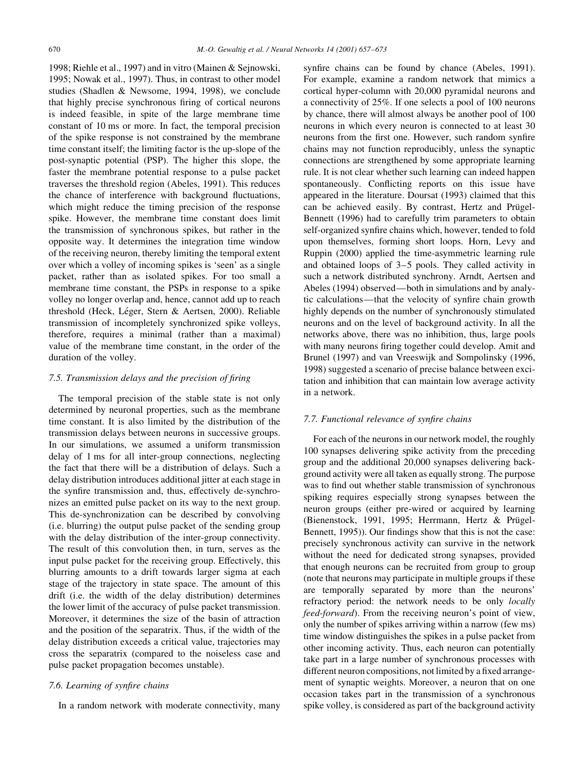1998; Riehle et al., 1997) and in vitro (Mainen & Sejnowski, 1995; Nowak et al., 1997). Thus, in contrast to other model studies (Shadlen & Newsome, 1994, 1998), we conclude that highly precise synchronous firing of cortical neurons is indeed feasible, in spite of the large membrane time constant of 10 ms or more. In fact, the temporal precision of the spike response is not constrained by the membrane time constant itself; the limiting factor is the up-slope of the post-synaptic potential (PSP). The higher this slope, the faster the membrane potential response to a pulse packet traverses the threshold region (Abeles, 1991). This reduces the chance of interference with background fluctuations, which might reduce the timing precision of the response spike. However, the membrane time constant does limit the transmission of synchronous spikes, but rather in the opposite way. It determines the integration time window of the receiving neuron, thereby limiting the temporal extent over which a volley of incoming spikes is 'seen' as a single packet, rather than as isolated spikes. For too small a membrane time constant, the PSPs in response to a spike volley no longer overlap and, hence, cannot add up to reach threshold (Heck, Léger, Stern & Aertsen, 2000). Reliable transmission of incompletely synchronized spike volleys, therefore, requires a minimal (rather than a maximal) value of the membrane time constant, in the order of the duration of the volley.

### 7.5. Transmission delays and the precision of firing

The temporal precision of the stable state is not only determined by neuronal properties, such as the membrane time constant. It is also limited by the distribution of the transmission delays between neurons in successive groups. In our simulations, we assumed a uniform transmission delay of 1 ms for all inter-group connections, neglecting the fact that there will be a distribution of delays. Such a delay distribution introduces additional jitter at each stage in the synfire transmission and, thus, effectively de-synchronizes an emitted pulse packet on its way to the next group. This de-synchronization can be described by convolving (i.e. blurring) the output pulse packet of the sending group with the delay distribution of the inter-group connectivity. The result of this convolution then, in turn, serves as the input pulse packet for the receiving group. Effectively, this blurring amounts to a drift towards larger sigma at each stage of the trajectory in state space. The amount of this drift (i.e. the width of the delay distribution) determines the lower limit of the accuracy of pulse packet transmission. Moreover, it determines the size of the basin of attraction and the position of the separatrix. Thus, if the width of the delay distribution exceeds a critical value, trajectories may cross the separatrix (compared to the noiseless case and pulse packet propagation becomes unstable).

### 7.6. Learning of synfire chains

In a random network with moderate connectivity, many synfire chains can be found by chance (Abeles, 1991). For example, examine a random network that mimics a cortical hyper-column with 20,000 pyramidal neurons and a connectivity of 25%. If one selects a pool of 100 neurons by chance, there will almost always be another pool of 100 neurons in which every neuron is connected to at least 30 neurons from the first one. However, such random synfire chains may not function reproducibly, unless the synaptic connections are strengthened by some appropriate learning rule. It is not clear whether such learning can indeed happen spontaneously. Conflicting reports on this issue have appeared in the literature. Doursat (1993) claimed that this can be achieved easily. By contrast, Hertz and Prügel-Bennett (1996) had to carefully trim parameters to obtain self-organized synfire chains which, however, tended to fold upon themselves, forming short loops. Horn, Levy and Ruppin (2000) applied the time-asymmetric learning rule and obtained loops of 3–5 pools. They called activity in such a network distributed synchrony. Arndt, Aertsen and Abeles (1994) observed—both in simulations and by analytic calculations—that the velocity of synfire chain growth highly depends on the number of synchronously stimulated neurons and on the level of background activity. In all the networks above, there was no inhibition, thus, large pools with many neurons firing together could develop. Amit and Brunel (1997) and van Vreeswijk and Sompolinsky (1996, 1998) suggested a scenario of precise balance between excitation and inhibition that can maintain low average activity in a network.

### 7.7. Functional relevance of synfire chains

For each of the neurons in our network model, the roughly 100 synapses delivering spike activity from the preceding group and the additional 20,000 synapses delivering background activity were all taken as equally strong. The purpose was to find out whether stable transmission of synchronous spiking requires especially strong synapses between the neuron groups (either pre-wired or acquired by learning (Bienenstock, 1991, 1995; Herrmann, Hertz & Prügel-Bennett, 1995)). Our findings show that this is not the case: precisely synchronous activity can survive in the network without the need for dedicated strong synapses, provided that enough neurons can be recruited from group to group (note that neurons may participate in multiple groups if these are temporally separated by more than the neurons' refractory period: the network needs to be only *locally feed-forward*). From the receiving neuron's point of view, only the number of spikes arriving within a narrow (few ms) time window distinguishes the spikes in a pulse packet from other incoming activity. Thus, each neuron can potentially take part in a large number of synchronous processes with different neuron compositions, not limited by a fixed arrangement of synaptic weights. Moreover, a neuron that on one occasion takes part in the transmission of a synchronous spike volley, is considered as part of the background activity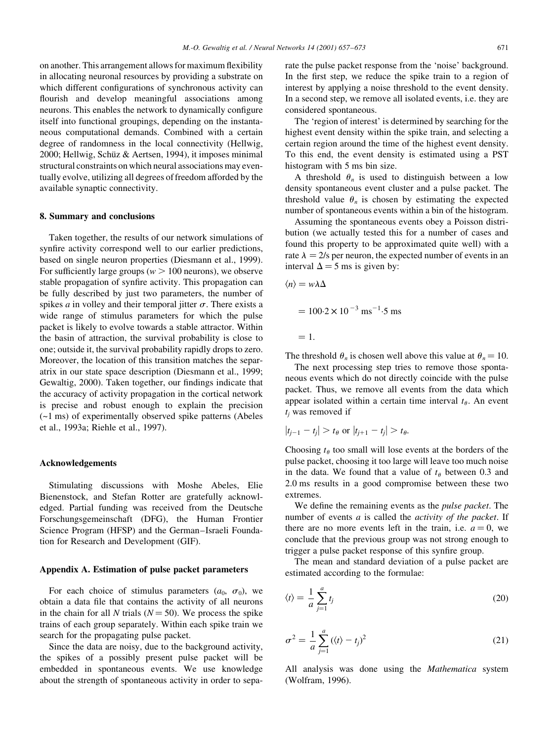on another. This arrangement allows for maximum flexibility in allocating neuronal resources by providing a substrate on which different configurations of synchronous activity can flourish and develop meaningful associations among neurons. This enables the network to dynamically configure itself into functional groupings, depending on the instantaneous computational demands. Combined with a certain degree of randomness in the local connectivity (Hellwig, 2000; Hellwig, Schüz & Aertsen, 1994), it imposes minimal structural constraints on which neural associations may eventually evolve, utilizing all degrees of freedom afforded by the available synaptic connectivity.

## 8. Summary and conclusions

Taken together, the results of our network simulations of synfire activity correspond well to our earlier predictions, based on single neuron properties (Diesmann et al., 1999). For sufficiently large groups ($w > 100$ neurons), we observe stable propagation of synfire activity. This propagation can be fully described by just two parameters, the number of spikes $a$ in volley and their temporal jitter $\sigma$. There exists a wide range of stimulus parameters for which the pulse packet is likely to evolve towards a stable attractor. Within the basin of attraction, the survival probability is close to one; outside it, the survival probability rapidly drops to zero. Moreover, the location of this transition matches the separatrix in our state space description (Diesmann et al., 1999; Gewaltig, 2000). Taken together, our findings indicate that the accuracy of activity propagation in the cortical network is precise and robust enough to explain the precision (~1 ms) of experimentally observed spike patterns (Abeles et al., 1993a; Riehle et al., 1997).

### Acknowledgements

Stimulating discussions with Moshe Abeles, Elie Bienenstock, and Stefan Rotter are gratefully acknowledged. Partial funding was received from the Deutsche Forschungsgemeinschaft (DFG), the Human Frontier Science Program (HFSP) and the German–Israeli Foundation for Research and Development (GIF).

## Appendix A. Estimation of pulse packet parameters

For each choice of stimulus parameters ($a_0$, $\sigma_0$), we obtain a data file that contains the activity of all neurons in the chain for all $N$ trials ($N = 50$). We process the spike trains of each group separately. Within each spike train we search for the propagating pulse packet.

Since the data are noisy, due to the background activity, the spikes of a possibly present pulse packet will be embedded in spontaneous events. We use knowledge about the strength of spontaneous activity in order to separate the pulse packet response from the 'noise' background. In the first step, we reduce the spike train to a region of interest by applying a noise threshold to the event density. In a second step, we remove all isolated events, i.e. they are considered spontaneous.

The 'region of interest' is determined by searching for the highest event density within the spike train, and selecting a certain region around the time of the highest event density. To this end, the event density is estimated using a PST histogram with 5 ms bin size.

A threshold $\theta_n$ is used to distinguish between a low density spontaneous event cluster and a pulse packet. The threshold value $\theta_n$ is chosen by estimating the expected number of spontaneous events within a bin of the histogram.

Assuming the spontaneous events obey a Poisson distribution (we actually tested this for a number of cases and found this property to be approximated quite well) with a rate $\lambda = 2/\mathrm{s}$ per neuron, the expected number of events in an interval $\Delta = 5$ ms is given by:

$$
\begin{aligned}
\langle n \rangle &= w\lambda\Delta \\
&= 100 \cdot 2 \times 10^{-3}\ \mathrm{ms}^{-1} \cdot 5\ \mathrm{ms} \\
&= 1.
\end{aligned}
$$

The threshold $\theta_n$ is chosen well above this value at $\theta_n = 10$.

The next processing step tries to remove those spontaneous events which do not directly coincide with the pulse packet. Thus, we remove all events from the data which appear isolated within a certain time interval $t_\theta$. An event $t_j$ was removed if

$$
|t_{j-1} - t_j| > t_\theta \text{ or } |t_{j+1} - t_j| > t_\theta.
$$

Choosing $t_\theta$ too small will lose events at the borders of the pulse packet, choosing it too large will leave too much noise in the data. We found that a value of $t_\theta$ between 0.3 and 2.0 ms results in a good compromise between these two extremes.

We define the remaining events as the *pulse packet*. The number of events $a$ is called the *activity of the packet*. If there are no more events left in the train, i.e. $a = 0$, we conclude that the previous group was not strong enough to trigger a pulse packet response of this synfire group.

The mean and standard deviation of a pulse packet are estimated according to the formulae:

$$
\langle t \rangle = \frac{1}{a} \sum_{j=1}^{a} t_j \tag{20}
$$

$$
\sigma^2 = \frac{1}{a} \sum_{j=1}^{a} (\langle t \rangle - t_j)^2 \tag{21}
$$

All analysis was done using the *Mathematica* system (Wolfram, 1996).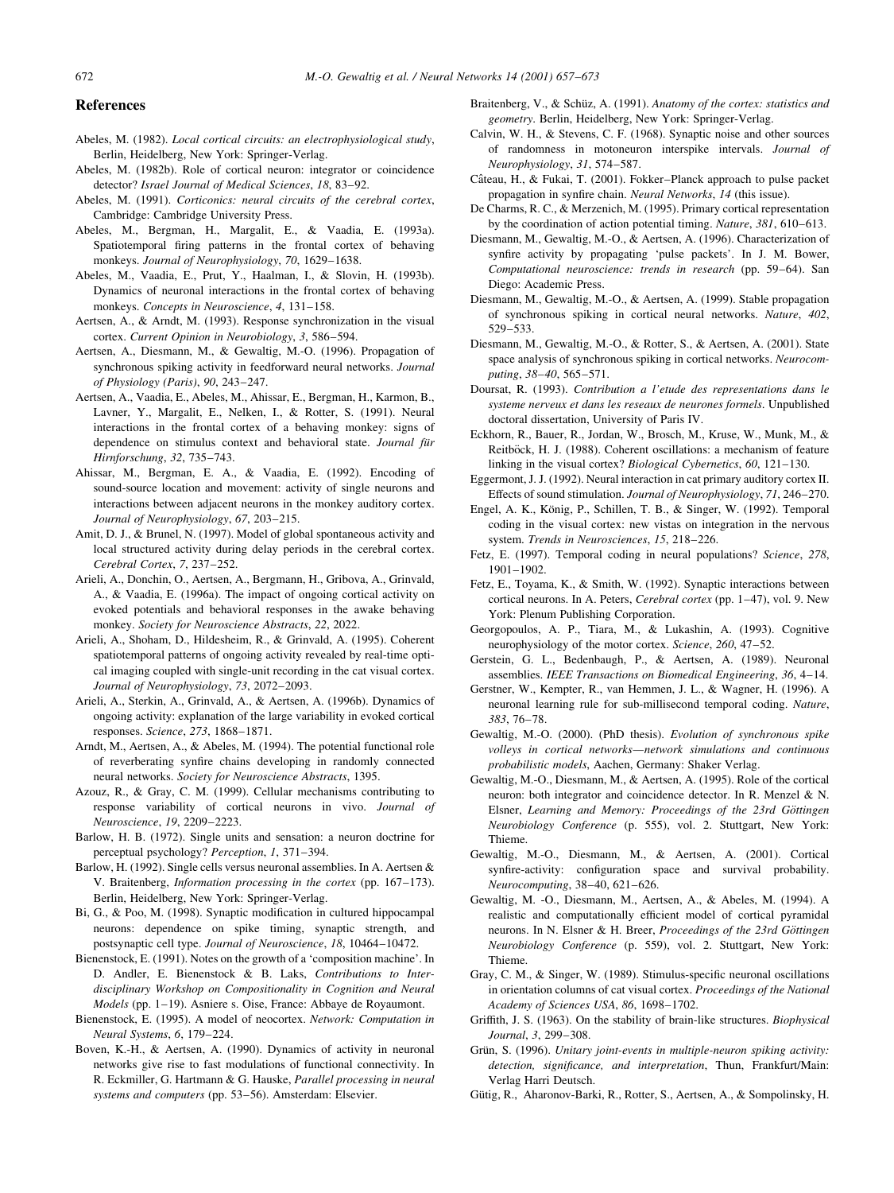## References

Abeles, M. (1982). *Local cortical circuits: an electrophysiological study*, Berlin, Heidelberg, New York: Springer-Verlag.

Abeles, M. (1982b). Role of cortical neuron: integrator or coincidence detector? *Israel Journal of Medical Sciences*, *18*, 83–92.

Abeles, M. (1991). *Corticonics: neural circuits of the cerebral cortex*, Cambridge: Cambridge University Press.

Abeles, M., Bergman, H., Margalit, E., & Vaadia, E. (1993a). Spatiotemporal firing patterns in the frontal cortex of behaving monkeys. *Journal of Neurophysiology*, *70*, 1629–1638.

Abeles, M., Vaadia, E., Prut, Y., Haalman, I., & Slovin, H. (1993b). Dynamics of neuronal interactions in the frontal cortex of behaving monkeys. *Concepts in Neuroscience*, *4*, 131–158.

Aertsen, A., & Arndt, M. (1993). Response synchronization in the visual cortex. *Current Opinion in Neurobiology*, *3*, 586–594.

Aertsen, A., Diesmann, M., & Gewaltig, M.-O. (1996). Propagation of synchronous spiking activity in feedforward neural networks. *Journal of Physiology (Paris)*, *90*, 243–247.

Aertsen, A., Vaadia, E., Abeles, M., Ahissar, E., Bergman, H., Karmon, B., Lavner, Y., Margalit, E., Nelken, I., & Rotter, S. (1991). Neural interactions in the frontal cortex of a behaving monkey: signs of dependence on stimulus context and behavioral state. *Journal für Hirnforschung*, *32*, 735–743.

Ahissar, M., Bergman, E. A., & Vaadia, E. (1992). Encoding of sound-source location and movement: activity of single neurons and interactions between adjacent neurons in the monkey auditory cortex. *Journal of Neurophysiology*, *67*, 203–215.

Amit, D. J., & Brunel, N. (1997). Model of global spontaneous activity and local structured activity during delay periods in the cerebral cortex. *Cerebral Cortex*, *7*, 237–252.

Arieli, A., Donchin, O., Aertsen, A., Bergmann, H., Gribova, A., Grinvald, A., & Vaadia, E. (1996a). The impact of ongoing cortical activity on evoked potentials and behavioral responses in the awake behaving monkey. *Society for Neuroscience Abstracts*, *22*, 2022.

Arieli, A., Shoham, D., Hildesheim, R., & Grinvald, A. (1995). Coherent spatiotemporal patterns of ongoing activity revealed by real-time optical imaging coupled with single-unit recording in the cat visual cortex. *Journal of Neurophysiology*, *73*, 2072–2093.

Arieli, A., Sterkin, A., Grinvald, A., & Aertsen, A. (1996b). Dynamics of ongoing activity: explanation of the large variability in evoked cortical responses. *Science*, *273*, 1868–1871.

Arndt, M., Aertsen, A., & Abeles, M. (1994). The potential functional role of reverberating synfire chains developing in randomly connected neural networks. *Society for Neuroscience Abstracts*, 1395.

Azouz, R., & Gray, C. M. (1999). Cellular mechanisms contributing to response variability of cortical neurons in vivo. *Journal of Neuroscience*, *19*, 2209–2223.

Barlow, H. B. (1972). Single units and sensation: a neuron doctrine for perceptual psychology? *Perception*, *1*, 371–394.

Barlow, H. (1992). Single cells versus neuronal assemblies. In A. Aertsen & V. Braitenberg, *Information processing in the cortex* (pp. 167–173). Berlin, Heidelberg, New York: Springer-Verlag.

Bi, G., & Poo, M. (1998). Synaptic modification in cultured hippocampal neurons: dependence on spike timing, synaptic strength, and postsynaptic cell type. *Journal of Neuroscience*, *18*, 10464–10472.

Bienenstock, E. (1991). Notes on the growth of a 'composition machine'. In D. Andler, E. Bienenstock & B. Laks, *Contributions to Interdisciplinary Workshop on Compositionality in Cognition and Neural Models* (pp. 1–19). Asniere s. Oise, France: Abbaye de Royaumont.

Bienenstock, E. (1995). A model of neocortex. *Network: Computation in Neural Systems*, *6*, 179–224.

Boven, K.-H., & Aertsen, A. (1990). Dynamics of activity in neuronal networks give rise to fast modulations of functional connectivity. In R. Eckmiller, G. Hartmann & G. Hauske, *Parallel processing in neural systems and computers* (pp. 53–56). Amsterdam: Elsevier.

Braitenberg, V., & Schüz, A. (1991). *Anatomy of the cortex: statistics and geometry*. Berlin, Heidelberg, New York: Springer-Verlag.

Calvin, W. H., & Stevens, C. F. (1968). Synaptic noise and other sources of randomness in motoneuron interspike intervals. *Journal of Neurophysiology*, *31*, 574–587.

Câteau, H., & Fukai, T. (2001). Fokker–Planck approach to pulse packet propagation in synfire chain. *Neural Networks*, *14* (this issue).

De Charms, R. C., & Merzenich, M. (1995). Primary cortical representation by the coordination of action potential timing. *Nature*, *381*, 610–613.

Diesmann, M., Gewaltig, M.-O., & Aertsen, A. (1996). Characterization of synfire activity by propagating 'pulse packets'. In J. M. Bower, *Computational neuroscience: trends in research* (pp. 59–64). San Diego: Academic Press.

Diesmann, M., Gewaltig, M.-O., & Aertsen, A. (1999). Stable propagation of synchronous spiking in cortical neural networks. *Nature*, *402*, 529–533.

Diesmann, M., Gewaltig, M.-O., & Rotter, S., & Aertsen, A. (2001). State space analysis of synchronous spiking in cortical neural networks. *Neurocomputing*, *38–40*, 565–571.

Doursat, R. (1993). *Contribution a l'etude des representations dans le systeme nerveux et dans les reseaux de neurones formels*. Unpublished doctoral dissertation, University of Paris IV.

Eckhorn, R., Bauer, R., Jordan, W., Brosch, M., Kruse, W., Munk, M., & Reitböck, H. J. (1988). Coherent oscillations: a mechanism of feature linking in the visual cortex? *Biological Cybernetics*, *60*, 121–130.

Eggermont, J. J. (1992). Neural interaction in cat primary auditory cortex II. Effects of sound stimulation. *Journal of Neurophysiology*, *71*, 246–270.

Engel, A. K., König, P., Schillen, T. B., & Singer, W. (1992). Temporal coding in the visual cortex: new vistas on integration in the nervous system. *Trends in Neurosciences*, *15*, 218–226.

Fetz, E. (1997). Temporal coding in neural populations? *Science*, *278*, 1901–1902.

Fetz, E., Toyama, K., & Smith, W. (1992). Synaptic interactions between cortical neurons. In A. Peters, *Cerebral cortex* (pp. 1–47), vol. 9. New York: Plenum Publishing Corporation.

Georgopoulos, A. P., Tiara, M., & Lukashin, A. (1993). Cognitive neurophysiology of the motor cortex. *Science*, *260*, 47–52.

Gerstein, G. L., Bedenbaugh, P., & Aertsen, A. (1989). Neuronal assemblies. *IEEE Transactions on Biomedical Engineering*, *36*, 4–14.

Gerstner, W., Kempter, R., van Hemmen, J. L., & Wagner, H. (1996). A neuronal learning rule for sub-millisecond temporal coding. *Nature*, *383*, 76–78.

Gewaltig, M.-O. (2000). (PhD thesis). *Evolution of synchronous spike volleys in cortical networks—network simulations and continuous probabilistic models*, Aachen, Germany: Shaker Verlag.

Gewaltig, M.-O., Diesmann, M., & Aertsen, A. (1995). Role of the cortical neuron: both integrator and coincidence detector. In R. Menzel & N. Elsner, *Learning and Memory: Proceedings of the 23rd Göttingen Neurobiology Conference* (p. 555), vol. 2. Stuttgart, New York: Thieme.

Gewaltig, M.-O., Diesmann, M., & Aertsen, A. (2001). Cortical synfire-activity: configuration space and survival probability. *Neurocomputing*, 38–40, 621–626.

Gewaltig, M. -O., Diesmann, M., Aertsen, A., & Abeles, M. (1994). A realistic and computationally efficient model of cortical pyramidal neurons. In N. Elsner & H. Breer, *Proceedings of the 23rd Göttingen Neurobiology Conference* (p. 559), vol. 2. Stuttgart, New York: Thieme.

Gray, C. M., & Singer, W. (1989). Stimulus-specific neuronal oscillations in orientation columns of cat visual cortex. *Proceedings of the National Academy of Sciences USA*, *86*, 1698–1702.

Griffith, J. S. (1963). On the stability of brain-like structures. *Biophysical Journal*, *3*, 299–308.

Grün, S. (1996). *Unitary joint-events in multiple-neuron spiking activity: detection, significance, and interpretation*, Thun, Frankfurt/Main: Verlag Harri Deutsch.

Gütig, R., Aharonov-Barki, R., Rotter, S., Aertsen, A., & Sompolinsky, H.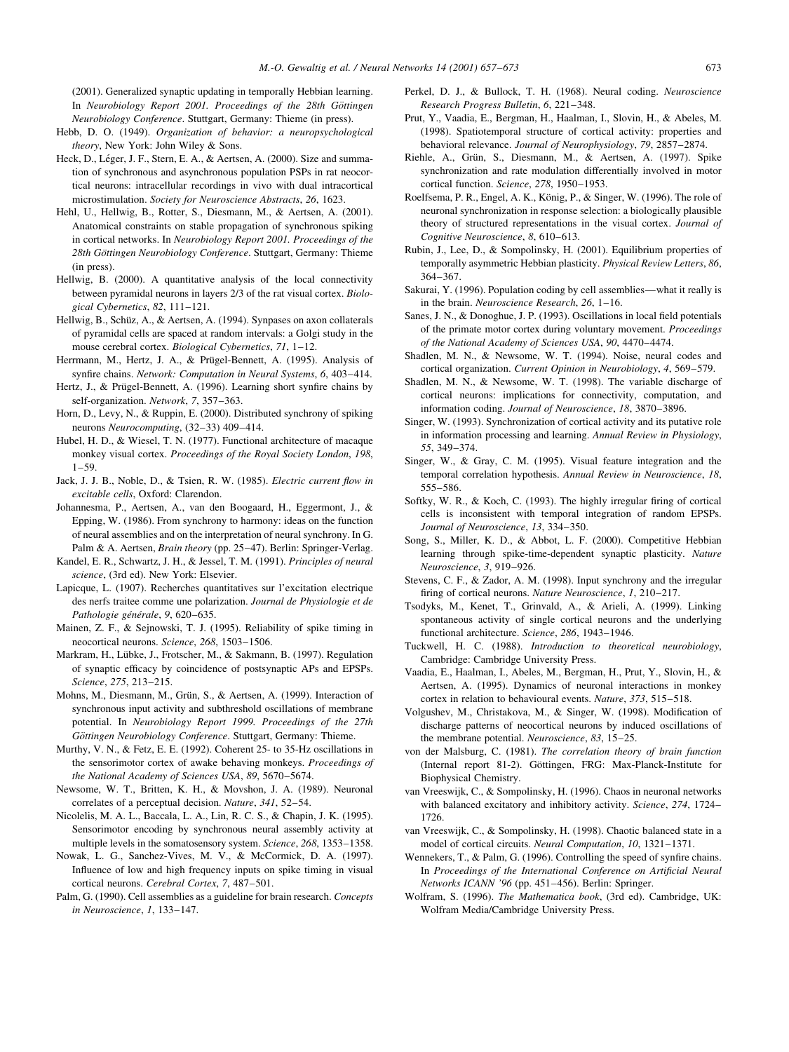(2001). Generalized synaptic updating in temporally Hebbian learning. In *Neurobiology Report 2001. Proceedings of the 28th Göttingen Neurobiology Conference*. Stuttgart, Germany: Thieme (in press).

Hebb, D. O. (1949). *Organization of behavior: a neuropsychological theory*, New York: John Wiley & Sons.

Heck, D., Léger, J. F., Stern, E. A., & Aertsen, A. (2000). Size and summation of synchronous and asynchronous population PSPs in rat neocortical neurons: intracellular recordings in vivo with dual intracortical microstimulation. *Society for Neuroscience Abstracts*, *26*, 1623.

Hehl, U., Hellwig, B., Rotter, S., Diesmann, M., & Aertsen, A. (2001). Anatomical constraints on stable propagation of synchronous spiking in cortical networks. In *Neurobiology Report 2001. Proceedings of the 28th Göttingen Neurobiology Conference*. Stuttgart, Germany: Thieme (in press).

Hellwig, B. (2000). A quantitative analysis of the local connectivity between pyramidal neurons in layers 2/3 of the rat visual cortex. *Biological Cybernetics*, *82*, 111–121.

Hellwig, B., Schüz, A., & Aertsen, A. (1994). Synpases on axon collaterals of pyramidal cells are spaced at random intervals: a Golgi study in the mouse cerebral cortex. *Biological Cybernetics*, *71*, 1–12.

Herrmann, M., Hertz, J. A., & Prügel-Bennett, A. (1995). Analysis of synfire chains. *Network: Computation in Neural Systems*, *6*, 403–414.

Hertz, J., & Prügel-Bennett, A. (1996). Learning short synfire chains by self-organization. *Network*, *7*, 357–363.

Horn, D., Levy, N., & Ruppin, E. (2000). Distributed synchrony of spiking neurons *Neurocomputing*, (32–33) 409–414.

Hubel, H. D., & Wiesel, T. N. (1977). Functional architecture of macaque monkey visual cortex. *Proceedings of the Royal Society London*, *198*, 1–59.

Jack, J. J. B., Noble, D., & Tsien, R. W. (1985). *Electric current flow in excitable cells*, Oxford: Clarendon.

Johannesma, P., Aertsen, A., van den Boogaard, H., Eggermont, J., & Epping, W. (1986). From synchrony to harmony: ideas on the function of neural assemblies and on the interpretation of neural synchrony. In G. Palm & A. Aertsen, *Brain theory* (pp. 25–47). Berlin: Springer-Verlag.

Kandel, E. R., Schwartz, J. H., & Jessel, T. M. (1991). *Principles of neural science*, (3rd ed). New York: Elsevier.

Lapicque, L. (1907). Recherches quantitatives sur l'excitation electrique des nerfs traitee comme une polarization. *Journal de Physiologie et de Pathologie générale*, *9*, 620–635.

Mainen, Z. F., & Sejnowski, T. J. (1995). Reliability of spike timing in neocortical neurons. *Science*, *268*, 1503–1506.

Markram, H., Lübke, J., Frotscher, M., & Sakmann, B. (1997). Regulation of synaptic efficacy by coincidence of postsynaptic APs and EPSPs. *Science*, *275*, 213–215.

Mohns, M., Diesmann, M., Grün, S., & Aertsen, A. (1999). Interaction of synchronous input activity and subthreshold oscillations of membrane potential. In *Neurobiology Report 1999. Proceedings of the 27th Göttingen Neurobiology Conference*. Stuttgart, Germany: Thieme.

Murthy, V. N., & Fetz, E. E. (1992). Coherent 25- to 35-Hz oscillations in the sensorimotor cortex of awake behaving monkeys. *Proceedings of the National Academy of Sciences USA*, *89*, 5670–5674.

Newsome, W. T., Britten, K. H., & Movshon, J. A. (1989). Neuronal correlates of a perceptual decision. *Nature*, *341*, 52–54.

Nicolelis, M. A. L., Baccala, L. A., Lin, R. C. S., & Chapin, J. K. (1995). Sensorimotor encoding by synchronous neural assembly activity at multiple levels in the somatosensory system. *Science*, *268*, 1353–1358.

Nowak, L. G., Sanchez-Vives, M. V., & McCormick, D. A. (1997). Influence of low and high frequency inputs on spike timing in visual cortical neurons. *Cerebral Cortex*, *7*, 487–501.

Palm, G. (1990). Cell assemblies as a guideline for brain research. *Concepts in Neuroscience*, *1*, 133–147.

Perkel, D. J., & Bullock, T. H. (1968). Neural coding. *Neuroscience Research Progress Bulletin*, *6*, 221–348.

Prut, Y., Vaadia, E., Bergman, H., Haalman, I., Slovin, H., & Abeles, M. (1998). Spatiotemporal structure of cortical activity: properties and behavioral relevance. *Journal of Neurophysiology*, *79*, 2857–2874.

Riehle, A., Grün, S., Diesmann, M., & Aertsen, A. (1997). Spike synchronization and rate modulation differentially involved in motor cortical function. *Science*, *278*, 1950–1953.

Roelfsema, P. R., Engel, A. K., König, P., & Singer, W. (1996). The role of neuronal synchronization in response selection: a biologically plausible theory of structured representations in the visual cortex. *Journal of Cognitive Neuroscience*, *8*, 610–613.

Rubin, J., Lee, D., & Sompolinsky, H. (2001). Equilibrium properties of temporally asymmetric Hebbian plasticity. *Physical Review Letters*, *86*, 364–367.

Sakurai, Y. (1996). Population coding by cell assemblies—what it really is in the brain. *Neuroscience Research*, *26*, 1–16.

Sanes, J. N., & Donoghue, J. P. (1993). Oscillations in local field potentials of the primate motor cortex during voluntary movement. *Proceedings of the National Academy of Sciences USA*, *90*, 4470–4474.

Shadlen, M. N., & Newsome, W. T. (1994). Noise, neural codes and cortical organization. *Current Opinion in Neurobiology*, *4*, 569–579.

Shadlen, M. N., & Newsome, W. T. (1998). The variable discharge of cortical neurons: implications for connectivity, computation, and information coding. *Journal of Neuroscience*, *18*, 3870–3896.

Singer, W. (1993). Synchronization of cortical activity and its putative role in information processing and learning. *Annual Review in Physiology*, *55*, 349–374.

Singer, W., & Gray, C. M. (1995). Visual feature integration and the temporal correlation hypothesis. *Annual Review in Neuroscience*, *18*, 555–586.

Softky, W. R., & Koch, C. (1993). The highly irregular firing of cortical cells is inconsistent with temporal integration of random EPSPs. *Journal of Neuroscience*, *13*, 334–350.

Song, S., Miller, K. D., & Abbot, L. F. (2000). Competitive Hebbian learning through spike-time-dependent synaptic plasticity. *Nature Neuroscience*, *3*, 919–926.

Stevens, C. F., & Zador, A. M. (1998). Input synchrony and the irregular firing of cortical neurons. *Nature Neuroscience*, *1*, 210–217.

Tsodyks, M., Kenet, T., Grinvald, A., & Arieli, A. (1999). Linking spontaneous activity of single cortical neurons and the underlying functional architecture. *Science*, *286*, 1943–1946.

Tuckwell, H. C. (1988). *Introduction to theoretical neurobiology*, Cambridge: Cambridge University Press.

Vaadia, E., Haalman, I., Abeles, M., Bergman, H., Prut, Y., Slovin, H., & Aertsen, A. (1995). Dynamics of neuronal interactions in monkey cortex in relation to behavioural events. *Nature*, *373*, 515–518.

Volgushev, M., Christakova, M., & Singer, W. (1998). Modification of discharge patterns of neocortical neurons by induced oscillations of the membrane potential. *Neuroscience*, *83*, 15–25.

von der Malsburg, C. (1981). *The correlation theory of brain function* (Internal report 81-2). Göttingen, FRG: Max-Planck-Institute for Biophysical Chemistry.

van Vreeswijk, C., & Sompolinsky, H. (1996). Chaos in neuronal networks with balanced excitatory and inhibitory activity. *Science*, *274*, 1724–1726.

van Vreeswijk, C., & Sompolinsky, H. (1998). Chaotic balanced state in a model of cortical circuits. *Neural Computation*, *10*, 1321–1371.

Wennekers, T., & Palm, G. (1996). Controlling the speed of synfire chains. In *Proceedings of the International Conference on Artificial Neural Networks ICANN '96* (pp. 451–456). Berlin: Springer.

Wolfram, S. (1996). *The Mathematica book*, (3rd ed). Cambridge, UK: Wolfram Media/Cambridge University Press.